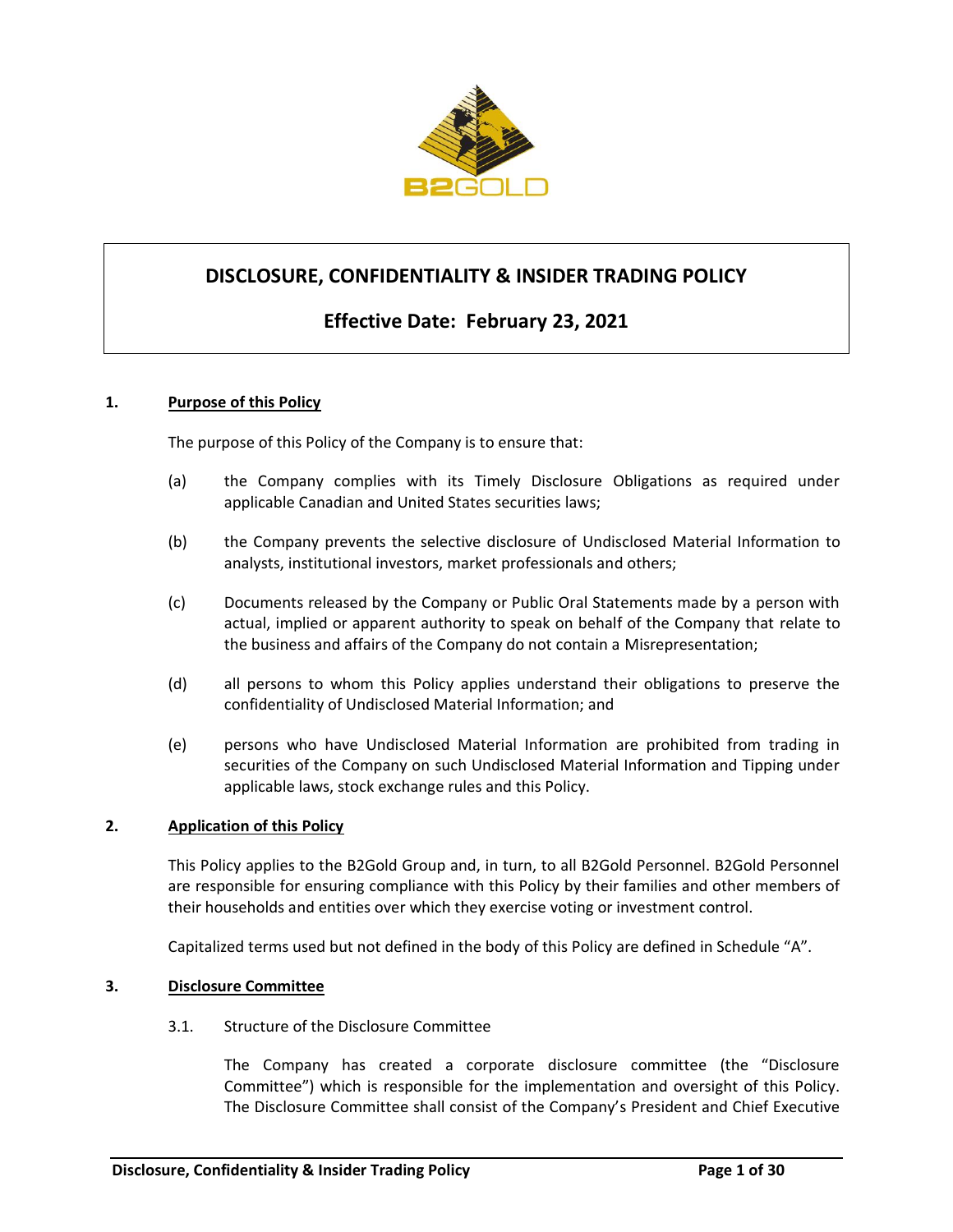# DISCLOSURE, CONFIDENTIALITY & INSIDER TRADING POLICY

## Effective Date: February 23, 2021

**1. Purpose of this Policy**

The purpose of this Policy of the Company is to ensure that:

(a) the Company complies with its Timely Disclosure Obligations as required under applicable Canadian and United States securities laws;

(b) the Company prevents the selective disclosure of Undisclosed Material Information to analysts, institutional investors, market professionals and others;

(c) Documents released by the Company or Public Oral Statements made by a person with actual, implied or apparent authority to speak on behalf of the Company that relate to the business and affairs of the Company do not contain a Misrepresentation;

(d) all persons to whom this Policy applies understand their obligations to preserve the confidentiality of Undisclosed Material Information; and

(e) persons who have Undisclosed Material Information are prohibited from trading in securities of the Company on such Undisclosed Material Information and Tipping under applicable laws, stock exchange rules and this Policy.

**2. Application of this Policy**

This Policy applies to the B2Gold Group and, in turn, to all B2Gold Personnel. B2Gold Personnel are responsible for ensuring compliance with this Policy by their families and other members of their households and entities over which they exercise voting or investment control.

Capitalized terms used but not defined in the body of this Policy are defined in Schedule "A".

**3. Disclosure Committee**

3.1. Structure of the Disclosure Committee

The Company has created a corporate disclosure committee (the "Disclosure Committee") which is responsible for the implementation and oversight of this Policy. The Disclosure Committee shall consist of the Company's President and Chief Executive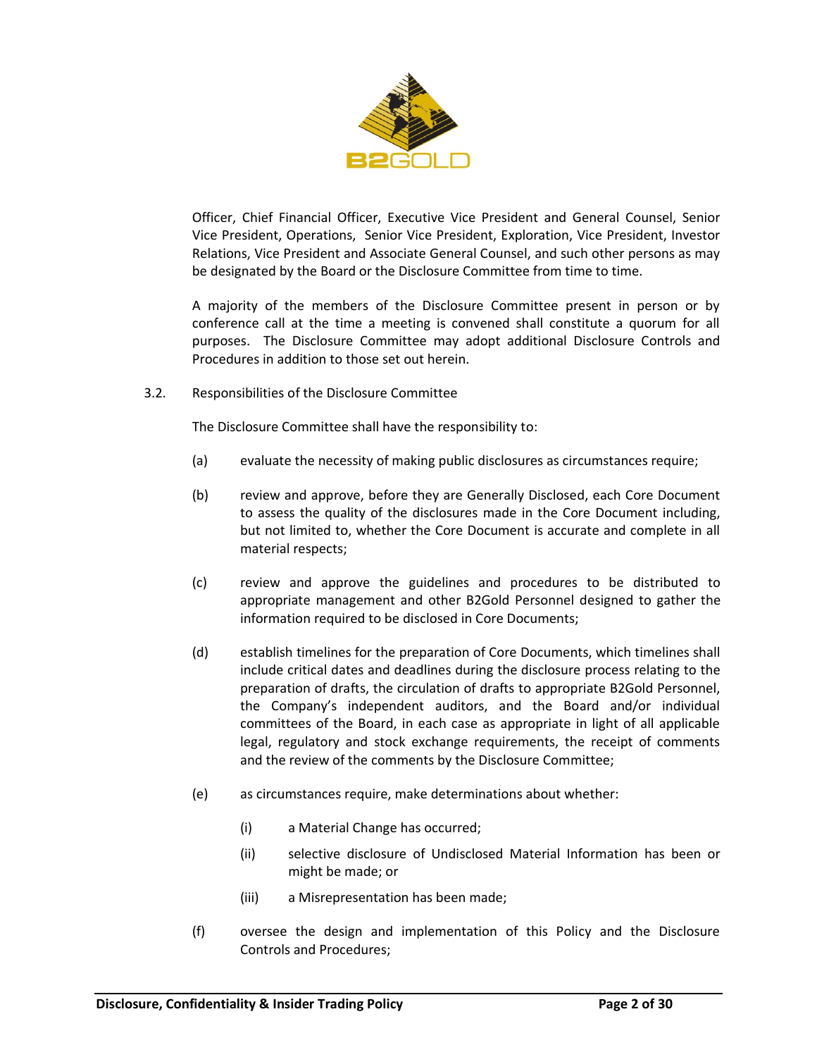Officer, Chief Financial Officer, Executive Vice President and General Counsel, Senior Vice President, Operations, Senior Vice President, Exploration, Vice President, Investor Relations, Vice President and Associate General Counsel, and such other persons as may be designated by the Board or the Disclosure Committee from time to time.

A majority of the members of the Disclosure Committee present in person or by conference call at the time a meeting is convened shall constitute a quorum for all purposes. The Disclosure Committee may adopt additional Disclosure Controls and Procedures in addition to those set out herein.

3.2. Responsibilities of the Disclosure Committee

The Disclosure Committee shall have the responsibility to:

(a) evaluate the necessity of making public disclosures as circumstances require;

(b) review and approve, before they are Generally Disclosed, each Core Document to assess the quality of the disclosures made in the Core Document including, but not limited to, whether the Core Document is accurate and complete in all material respects;

(c) review and approve the guidelines and procedures to be distributed to appropriate management and other B2Gold Personnel designed to gather the information required to be disclosed in Core Documents;

(d) establish timelines for the preparation of Core Documents, which timelines shall include critical dates and deadlines during the disclosure process relating to the preparation of drafts, the circulation of drafts to appropriate B2Gold Personnel, the Company's independent auditors, and the Board and/or individual committees of the Board, in each case as appropriate in light of all applicable legal, regulatory and stock exchange requirements, the receipt of comments and the review of the comments by the Disclosure Committee;

(e) as circumstances require, make determinations about whether:

(i) a Material Change has occurred;

(ii) selective disclosure of Undisclosed Material Information has been or might be made; or

(iii) a Misrepresentation has been made;

(f) oversee the design and implementation of this Policy and the Disclosure Controls and Procedures;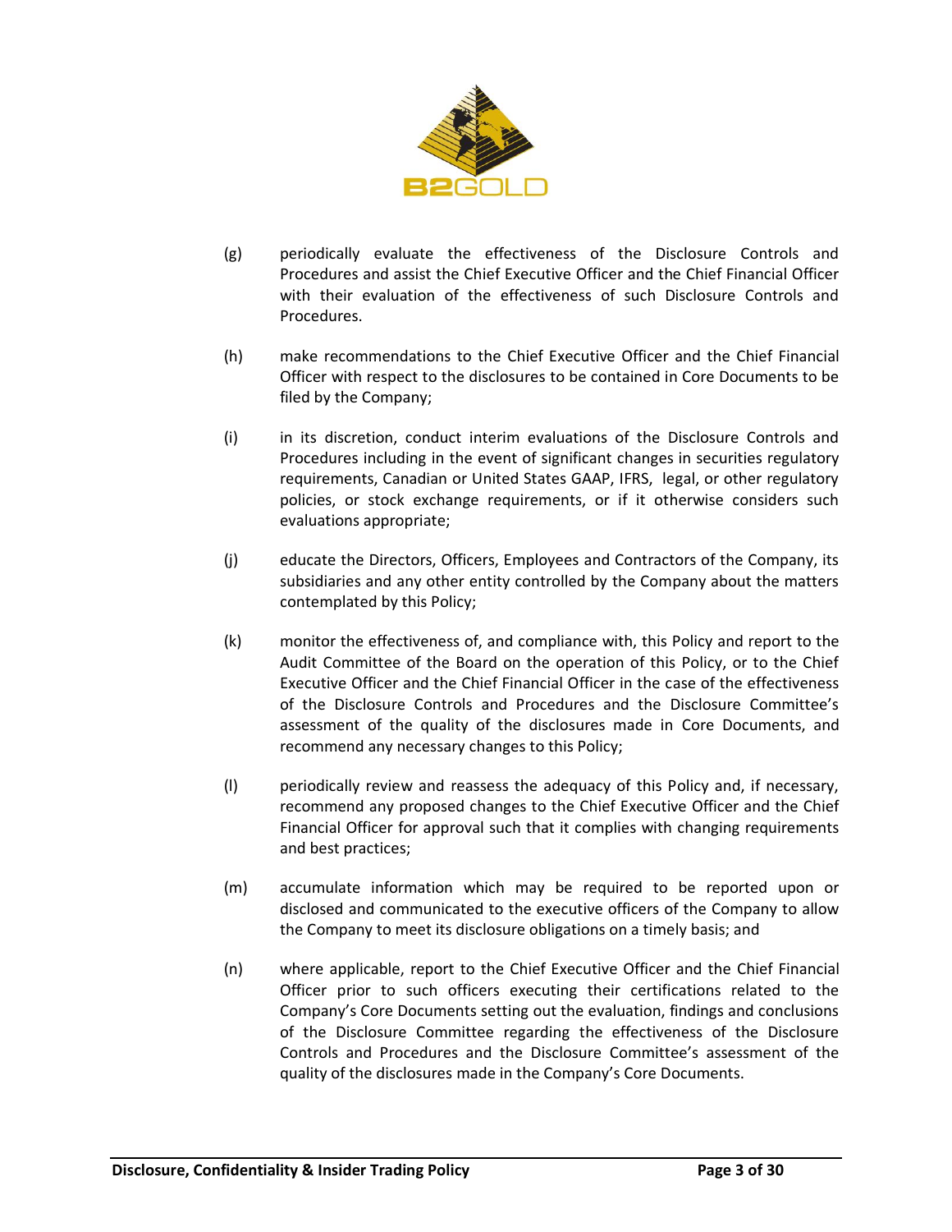(g) periodically evaluate the effectiveness of the Disclosure Controls and Procedures and assist the Chief Executive Officer and the Chief Financial Officer with their evaluation of the effectiveness of such Disclosure Controls and Procedures.

(h) make recommendations to the Chief Executive Officer and the Chief Financial Officer with respect to the disclosures to be contained in Core Documents to be filed by the Company;

(i) in its discretion, conduct interim evaluations of the Disclosure Controls and Procedures including in the event of significant changes in securities regulatory requirements, Canadian or United States GAAP, IFRS, legal, or other regulatory policies, or stock exchange requirements, or if it otherwise considers such evaluations appropriate;

(j) educate the Directors, Officers, Employees and Contractors of the Company, its subsidiaries and any other entity controlled by the Company about the matters contemplated by this Policy;

(k) monitor the effectiveness of, and compliance with, this Policy and report to the Audit Committee of the Board on the operation of this Policy, or to the Chief Executive Officer and the Chief Financial Officer in the case of the effectiveness of the Disclosure Controls and Procedures and the Disclosure Committee's assessment of the quality of the disclosures made in Core Documents, and recommend any necessary changes to this Policy;

(l) periodically review and reassess the adequacy of this Policy and, if necessary, recommend any proposed changes to the Chief Executive Officer and the Chief Financial Officer for approval such that it complies with changing requirements and best practices;

(m) accumulate information which may be required to be reported upon or disclosed and communicated to the executive officers of the Company to allow the Company to meet its disclosure obligations on a timely basis; and

(n) where applicable, report to the Chief Executive Officer and the Chief Financial Officer prior to such officers executing their certifications related to the Company's Core Documents setting out the evaluation, findings and conclusions of the Disclosure Committee regarding the effectiveness of the Disclosure Controls and Procedures and the Disclosure Committee's assessment of the quality of the disclosures made in the Company's Core Documents.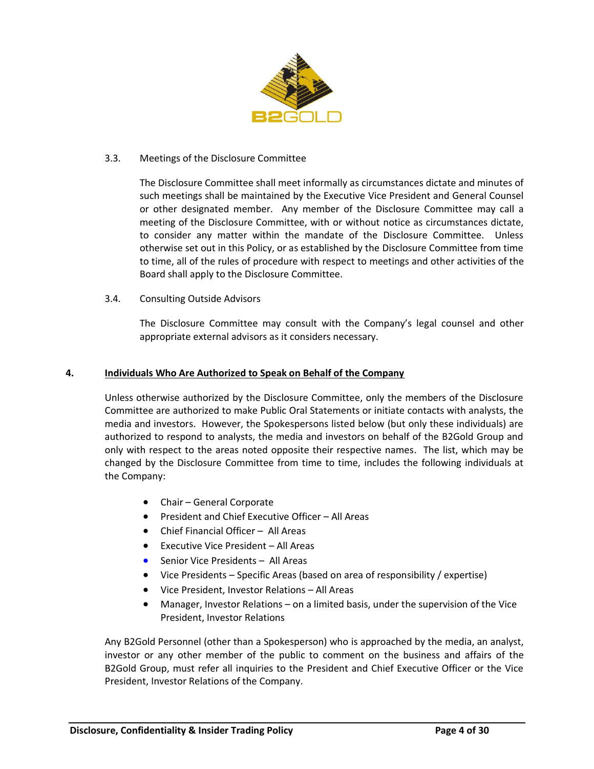### 3.3. Meetings of the Disclosure Committee

The Disclosure Committee shall meet informally as circumstances dictate and minutes of such meetings shall be maintained by the Executive Vice President and General Counsel or other designated member. Any member of the Disclosure Committee may call a meeting of the Disclosure Committee, with or without notice as circumstances dictate, to consider any matter within the mandate of the Disclosure Committee. Unless otherwise set out in this Policy, or as established by the Disclosure Committee from time to time, all of the rules of procedure with respect to meetings and other activities of the Board shall apply to the Disclosure Committee.

### 3.4. Consulting Outside Advisors

The Disclosure Committee may consult with the Company's legal counsel and other appropriate external advisors as it considers necessary.

## 4. Individuals Who Are Authorized to Speak on Behalf of the Company

Unless otherwise authorized by the Disclosure Committee, only the members of the Disclosure Committee are authorized to make Public Oral Statements or initiate contacts with analysts, the media and investors. However, the Spokespersons listed below (but only these individuals) are authorized to respond to analysts, the media and investors on behalf of the B2Gold Group and only with respect to the areas noted opposite their respective names. The list, which may be changed by the Disclosure Committee from time to time, includes the following individuals at the Company:

- Chair – General Corporate
- President and Chief Executive Officer – All Areas
- Chief Financial Officer – All Areas
- Executive Vice President – All Areas
- Senior Vice Presidents – All Areas
- Vice Presidents – Specific Areas (based on area of responsibility / expertise)
- Vice President, Investor Relations – All Areas
- Manager, Investor Relations – on a limited basis, under the supervision of the Vice President, Investor Relations

Any B2Gold Personnel (other than a Spokesperson) who is approached by the media, an analyst, investor or any other member of the public to comment on the business and affairs of the B2Gold Group, must refer all inquiries to the President and Chief Executive Officer or the Vice President, Investor Relations of the Company.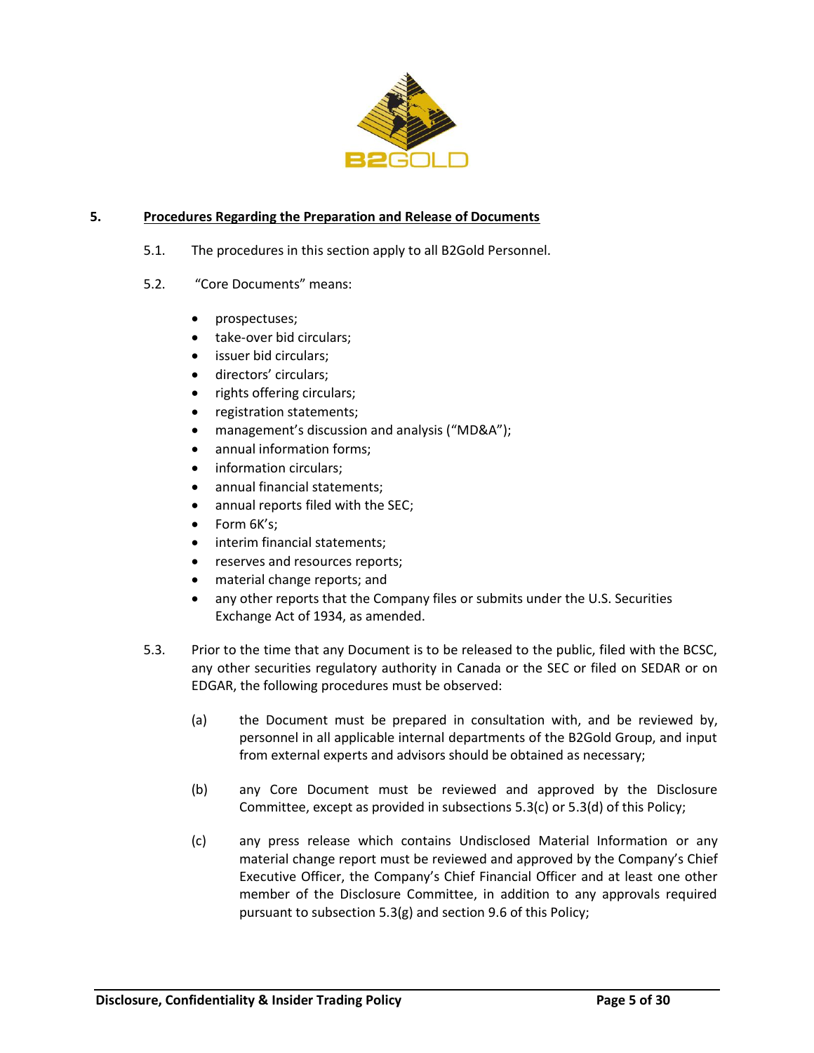## 5. Procedures Regarding the Preparation and Release of Documents

5.1. The procedures in this section apply to all B2Gold Personnel.

5.2. "Core Documents" means:

- prospectuses;
- take-over bid circulars;
- issuer bid circulars;
- directors' circulars;
- rights offering circulars;
- registration statements;
- management's discussion and analysis ("MD&A");
- annual information forms;
- information circulars;
- annual financial statements;
- annual reports filed with the SEC;
- Form 6K's;
- interim financial statements;
- reserves and resources reports;
- material change reports; and
- any other reports that the Company files or submits under the U.S. Securities Exchange Act of 1934, as amended.

5.3. Prior to the time that any Document is to be released to the public, filed with the BCSC, any other securities regulatory authority in Canada or the SEC or filed on SEDAR or on EDGAR, the following procedures must be observed:

(a) the Document must be prepared in consultation with, and be reviewed by, personnel in all applicable internal departments of the B2Gold Group, and input from external experts and advisors should be obtained as necessary;

(b) any Core Document must be reviewed and approved by the Disclosure Committee, except as provided in subsections 5.3(c) or 5.3(d) of this Policy;

(c) any press release which contains Undisclosed Material Information or any material change report must be reviewed and approved by the Company's Chief Executive Officer, the Company's Chief Financial Officer and at least one other member of the Disclosure Committee, in addition to any approvals required pursuant to subsection 5.3(g) and section 9.6 of this Policy;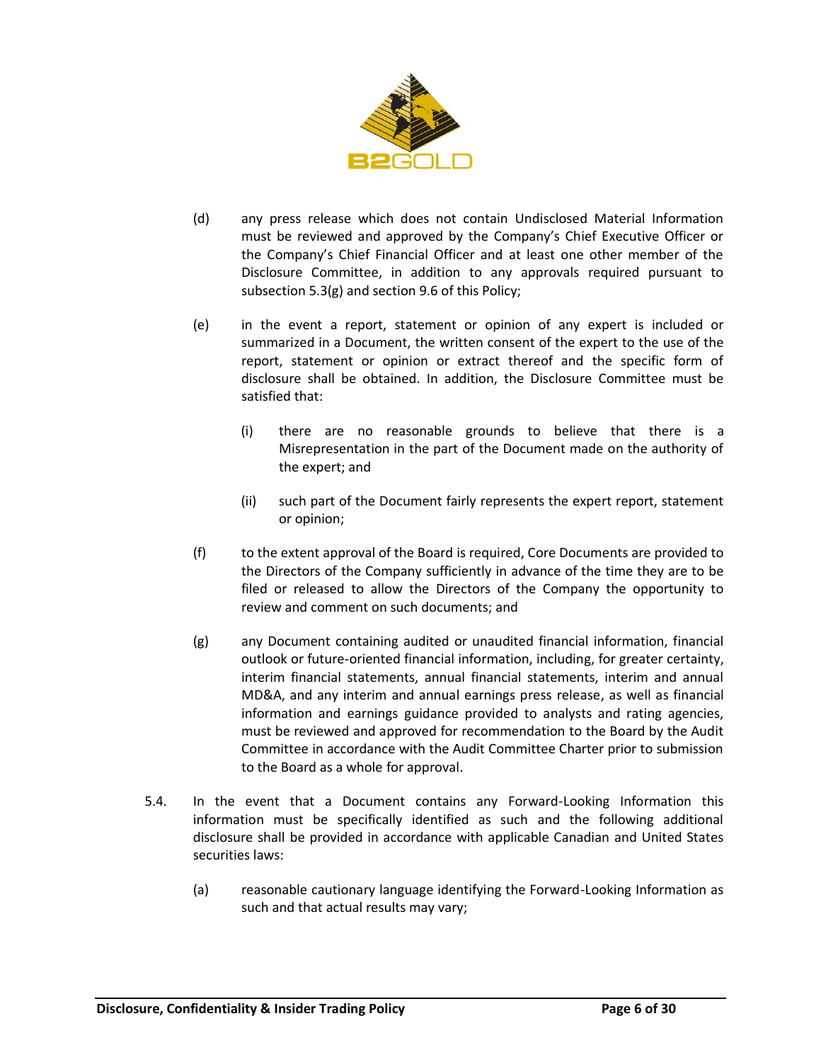(d) any press release which does not contain Undisclosed Material Information must be reviewed and approved by the Company's Chief Executive Officer or the Company's Chief Financial Officer and at least one other member of the Disclosure Committee, in addition to any approvals required pursuant to subsection 5.3(g) and section 9.6 of this Policy;

(e) in the event a report, statement or opinion of any expert is included or summarized in a Document, the written consent of the expert to the use of the report, statement or opinion or extract thereof and the specific form of disclosure shall be obtained. In addition, the Disclosure Committee must be satisfied that:

   (i) there are no reasonable grounds to believe that there is a Misrepresentation in the part of the Document made on the authority of the expert; and

   (ii) such part of the Document fairly represents the expert report, statement or opinion;

(f) to the extent approval of the Board is required, Core Documents are provided to the Directors of the Company sufficiently in advance of the time they are to be filed or released to allow the Directors of the Company the opportunity to review and comment on such documents; and

(g) any Document containing audited or unaudited financial information, financial outlook or future-oriented financial information, including, for greater certainty, interim financial statements, annual financial statements, interim and annual MD&A, and any interim and annual earnings press release, as well as financial information and earnings guidance provided to analysts and rating agencies, must be reviewed and approved for recommendation to the Board by the Audit Committee in accordance with the Audit Committee Charter prior to submission to the Board as a whole for approval.

5.4. In the event that a Document contains any Forward-Looking Information this information must be specifically identified as such and the following additional disclosure shall be provided in accordance with applicable Canadian and United States securities laws:

(a) reasonable cautionary language identifying the Forward-Looking Information as such and that actual results may vary;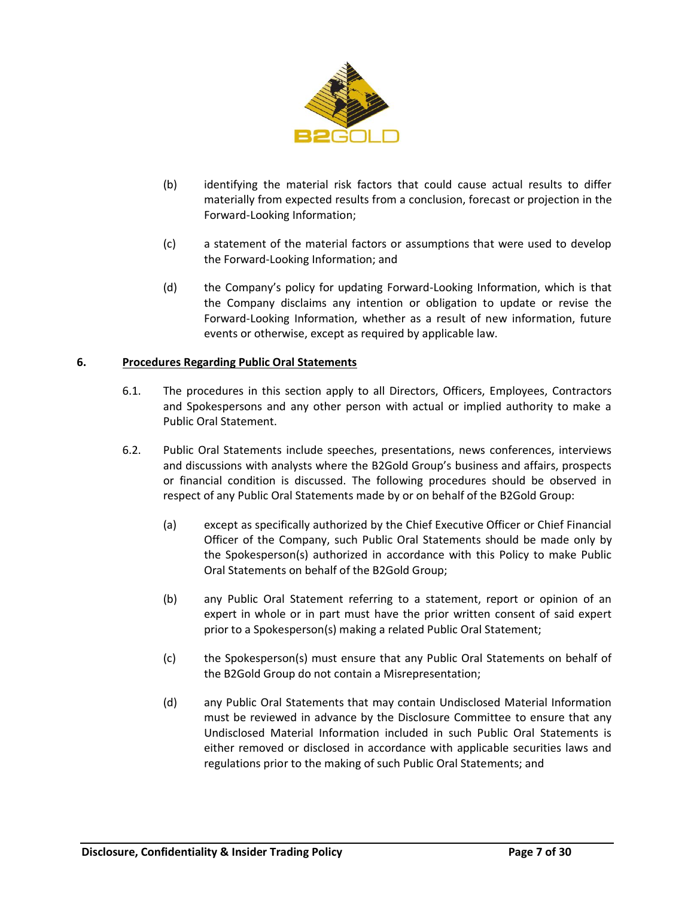(b) identifying the material risk factors that could cause actual results to differ materially from expected results from a conclusion, forecast or projection in the Forward-Looking Information;

(c) a statement of the material factors or assumptions that were used to develop the Forward-Looking Information; and

(d) the Company's policy for updating Forward-Looking Information, which is that the Company disclaims any intention or obligation to update or revise the Forward-Looking Information, whether as a result of new information, future events or otherwise, except as required by applicable law.

## 6. Procedures Regarding Public Oral Statements

6.1. The procedures in this section apply to all Directors, Officers, Employees, Contractors and Spokespersons and any other person with actual or implied authority to make a Public Oral Statement.

6.2. Public Oral Statements include speeches, presentations, news conferences, interviews and discussions with analysts where the B2Gold Group's business and affairs, prospects or financial condition is discussed. The following procedures should be observed in respect of any Public Oral Statements made by or on behalf of the B2Gold Group:

(a) except as specifically authorized by the Chief Executive Officer or Chief Financial Officer of the Company, such Public Oral Statements should be made only by the Spokesperson(s) authorized in accordance with this Policy to make Public Oral Statements on behalf of the B2Gold Group;

(b) any Public Oral Statement referring to a statement, report or opinion of an expert in whole or in part must have the prior written consent of said expert prior to a Spokesperson(s) making a related Public Oral Statement;

(c) the Spokesperson(s) must ensure that any Public Oral Statements on behalf of the B2Gold Group do not contain a Misrepresentation;

(d) any Public Oral Statements that may contain Undisclosed Material Information must be reviewed in advance by the Disclosure Committee to ensure that any Undisclosed Material Information included in such Public Oral Statements is either removed or disclosed in accordance with applicable securities laws and regulations prior to the making of such Public Oral Statements; and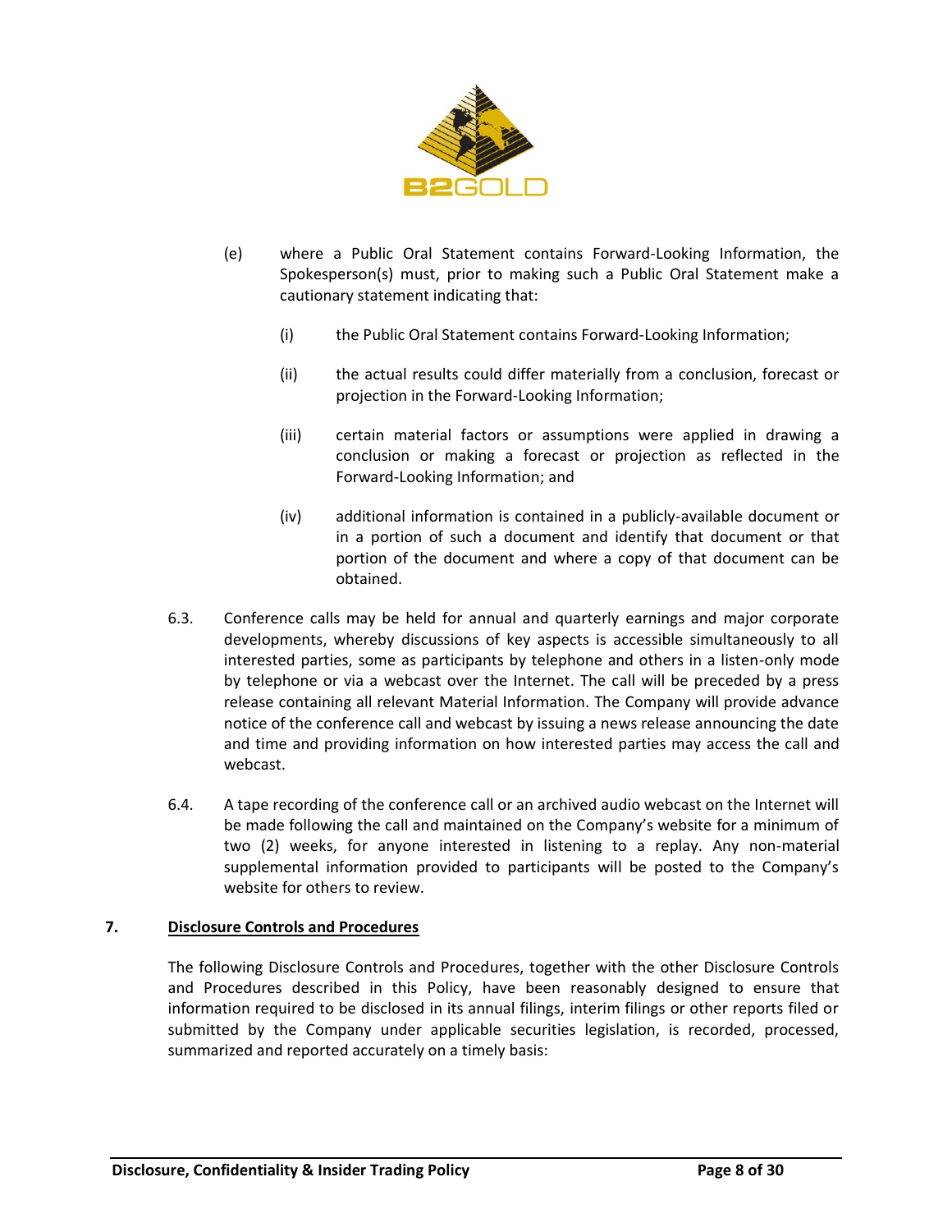(e) where a Public Oral Statement contains Forward-Looking Information, the Spokesperson(s) must, prior to making such a Public Oral Statement make a cautionary statement indicating that:

  (i) the Public Oral Statement contains Forward-Looking Information;

  (ii) the actual results could differ materially from a conclusion, forecast or projection in the Forward-Looking Information;

  (iii) certain material factors or assumptions were applied in drawing a conclusion or making a forecast or projection as reflected in the Forward-Looking Information; and

  (iv) additional information is contained in a publicly-available document or in a portion of such a document and identify that document or that portion of the document and where a copy of that document can be obtained.

6.3. Conference calls may be held for annual and quarterly earnings and major corporate developments, whereby discussions of key aspects is accessible simultaneously to all interested parties, some as participants by telephone and others in a listen-only mode by telephone or via a webcast over the Internet. The call will be preceded by a press release containing all relevant Material Information. The Company will provide advance notice of the conference call and webcast by issuing a news release announcing the date and time and providing information on how interested parties may access the call and webcast.

6.4. A tape recording of the conference call or an archived audio webcast on the Internet will be made following the call and maintained on the Company's website for a minimum of two (2) weeks, for anyone interested in listening to a replay. Any non-material supplemental information provided to participants will be posted to the Company's website for others to review.

## 7. Disclosure Controls and Procedures

The following Disclosure Controls and Procedures, together with the other Disclosure Controls and Procedures described in this Policy, have been reasonably designed to ensure that information required to be disclosed in its annual filings, interim filings or other reports filed or submitted by the Company under applicable securities legislation, is recorded, processed, summarized and reported accurately on a timely basis: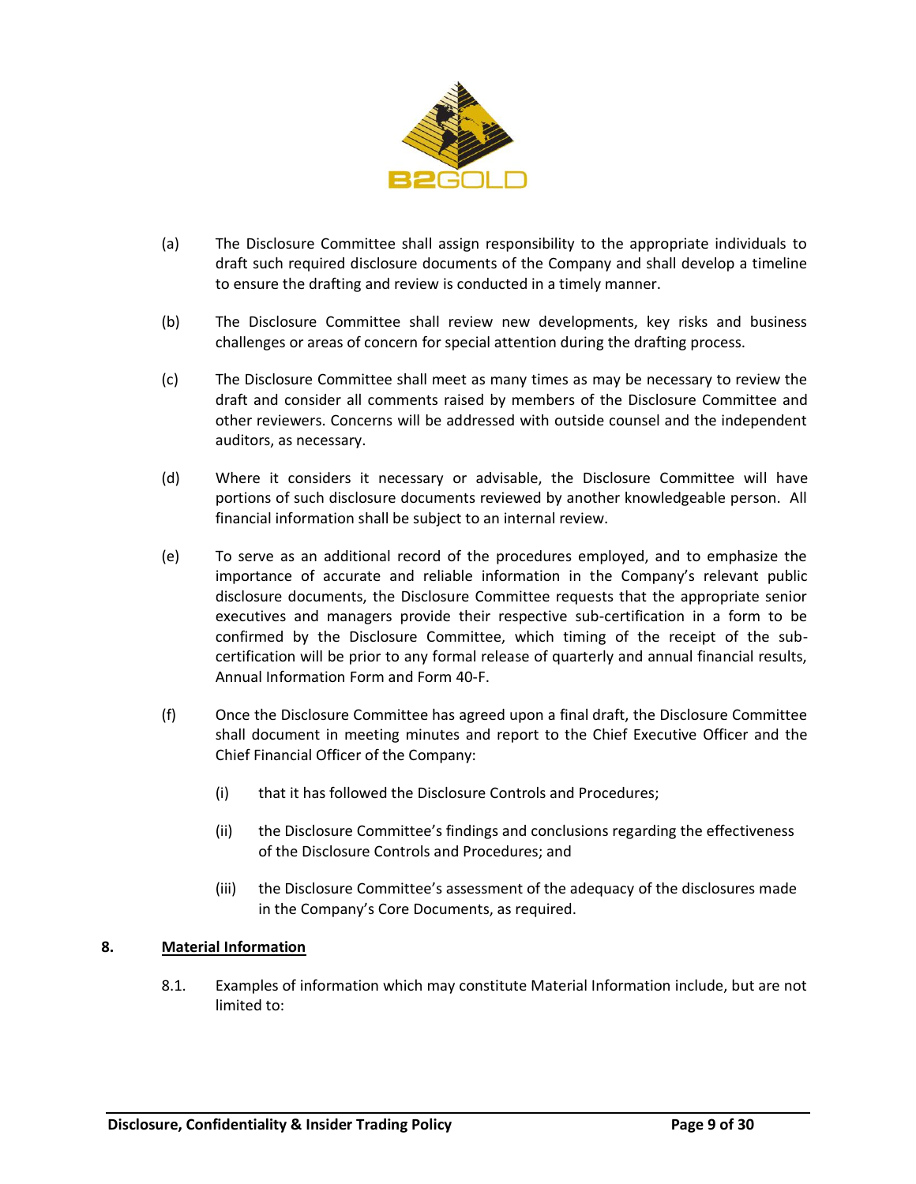(a) The Disclosure Committee shall assign responsibility to the appropriate individuals to draft such required disclosure documents of the Company and shall develop a timeline to ensure the drafting and review is conducted in a timely manner.

(b) The Disclosure Committee shall review new developments, key risks and business challenges or areas of concern for special attention during the drafting process.

(c) The Disclosure Committee shall meet as many times as may be necessary to review the draft and consider all comments raised by members of the Disclosure Committee and other reviewers. Concerns will be addressed with outside counsel and the independent auditors, as necessary.

(d) Where it considers it necessary or advisable, the Disclosure Committee will have portions of such disclosure documents reviewed by another knowledgeable person. All financial information shall be subject to an internal review.

(e) To serve as an additional record of the procedures employed, and to emphasize the importance of accurate and reliable information in the Company's relevant public disclosure documents, the Disclosure Committee requests that the appropriate senior executives and managers provide their respective sub-certification in a form to be confirmed by the Disclosure Committee, which timing of the receipt of the sub-certification will be prior to any formal release of quarterly and annual financial results, Annual Information Form and Form 40-F.

(f) Once the Disclosure Committee has agreed upon a final draft, the Disclosure Committee shall document in meeting minutes and report to the Chief Executive Officer and the Chief Financial Officer of the Company:

   (i) that it has followed the Disclosure Controls and Procedures;

   (ii) the Disclosure Committee's findings and conclusions regarding the effectiveness of the Disclosure Controls and Procedures; and

   (iii) the Disclosure Committee's assessment of the adequacy of the disclosures made in the Company's Core Documents, as required.

## 8. Material Information

8.1. Examples of information which may constitute Material Information include, but are not limited to: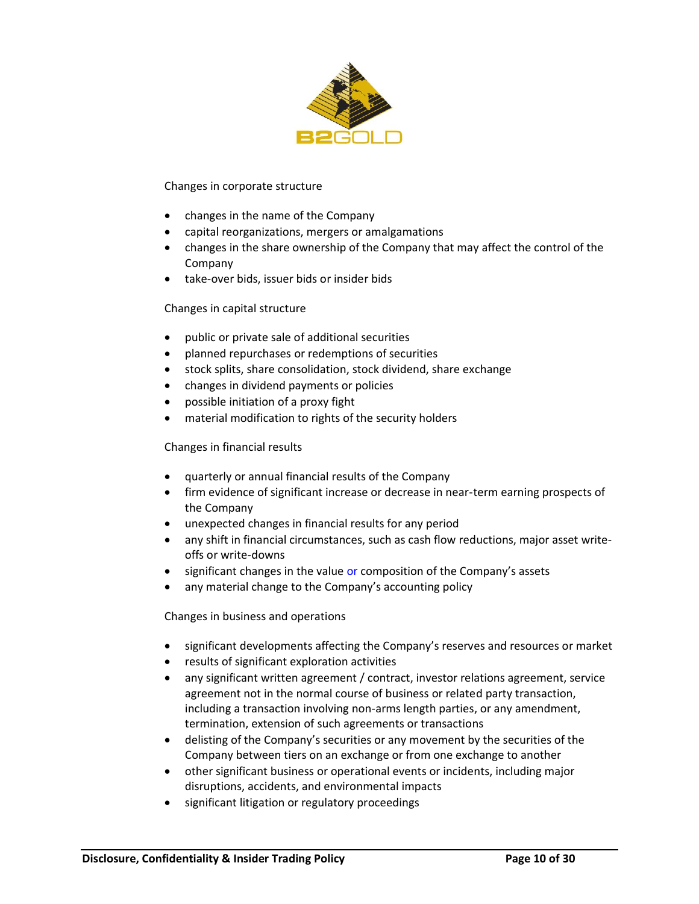Changes in corporate structure

- changes in the name of the Company
- capital reorganizations, mergers or amalgamations
- changes in the share ownership of the Company that may affect the control of the Company
- take-over bids, issuer bids or insider bids

Changes in capital structure

- public or private sale of additional securities
- planned repurchases or redemptions of securities
- stock splits, share consolidation, stock dividend, share exchange
- changes in dividend payments or policies
- possible initiation of a proxy fight
- material modification to rights of the security holders

Changes in financial results

- quarterly or annual financial results of the Company
- firm evidence of significant increase or decrease in near-term earning prospects of the Company
- unexpected changes in financial results for any period
- any shift in financial circumstances, such as cash flow reductions, major asset write-offs or write-downs
- significant changes in the value or composition of the Company's assets
- any material change to the Company's accounting policy

Changes in business and operations

- significant developments affecting the Company's reserves and resources or market
- results of significant exploration activities
- any significant written agreement / contract, investor relations agreement, service agreement not in the normal course of business or related party transaction, including a transaction involving non-arms length parties, or any amendment, termination, extension of such agreements or transactions
- delisting of the Company's securities or any movement by the securities of the Company between tiers on an exchange or from one exchange to another
- other significant business or operational events or incidents, including major disruptions, accidents, and environmental impacts
- significant litigation or regulatory proceedings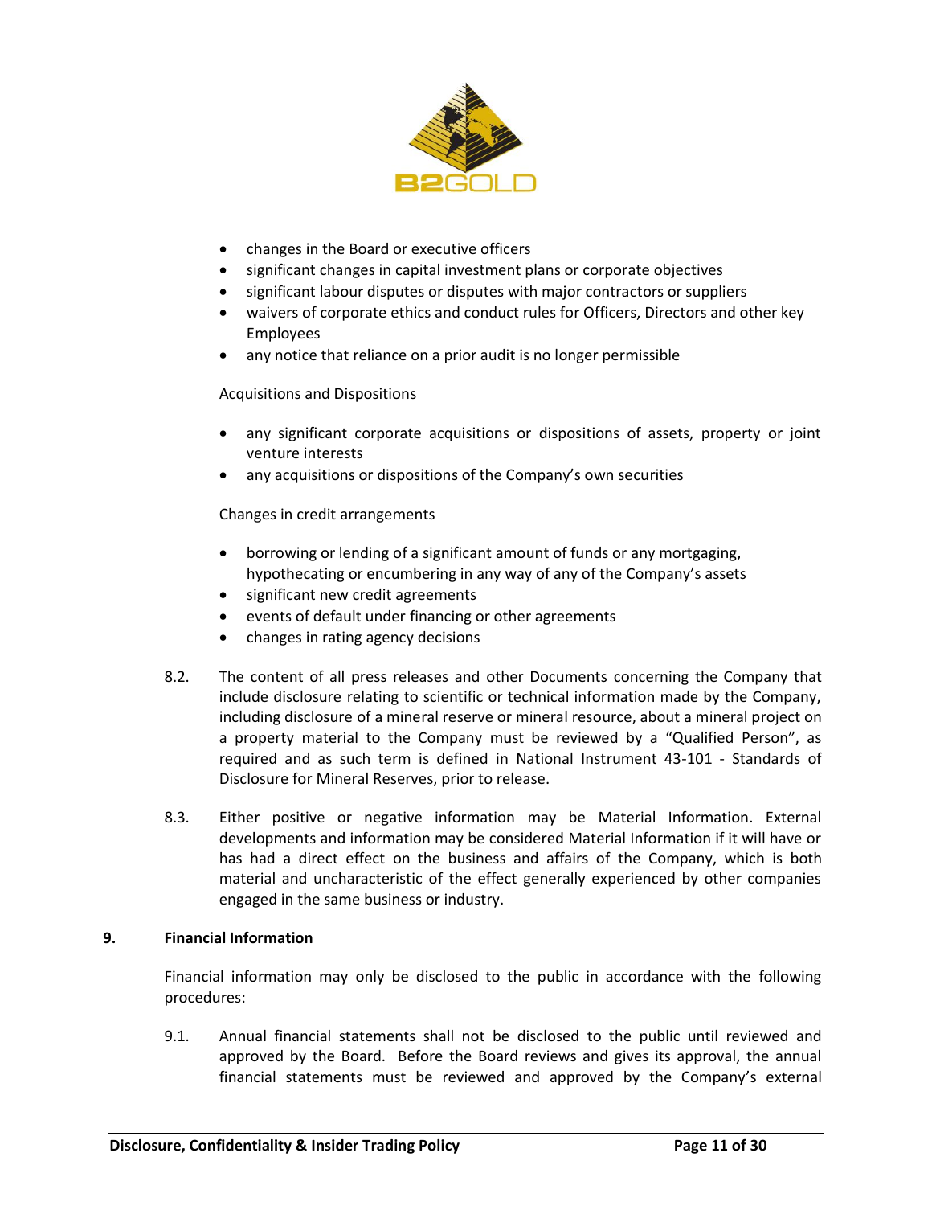- changes in the Board or executive officers
- significant changes in capital investment plans or corporate objectives
- significant labour disputes or disputes with major contractors or suppliers
- waivers of corporate ethics and conduct rules for Officers, Directors and other key Employees
- any notice that reliance on a prior audit is no longer permissible

Acquisitions and Dispositions

- any significant corporate acquisitions or dispositions of assets, property or joint venture interests
- any acquisitions or dispositions of the Company's own securities

Changes in credit arrangements

- borrowing or lending of a significant amount of funds or any mortgaging, hypothecating or encumbering in any way of any of the Company's assets
- significant new credit agreements
- events of default under financing or other agreements
- changes in rating agency decisions

8.2. The content of all press releases and other Documents concerning the Company that include disclosure relating to scientific or technical information made by the Company, including disclosure of a mineral reserve or mineral resource, about a mineral project on a property material to the Company must be reviewed by a "Qualified Person", as required and as such term is defined in National Instrument 43-101 - Standards of Disclosure for Mineral Reserves, prior to release.

8.3. Either positive or negative information may be Material Information. External developments and information may be considered Material Information if it will have or has had a direct effect on the business and affairs of the Company, which is both material and uncharacteristic of the effect generally experienced by other companies engaged in the same business or industry.

## 9. Financial Information

Financial information may only be disclosed to the public in accordance with the following procedures:

9.1. Annual financial statements shall not be disclosed to the public until reviewed and approved by the Board. Before the Board reviews and gives its approval, the annual financial statements must be reviewed and approved by the Company's external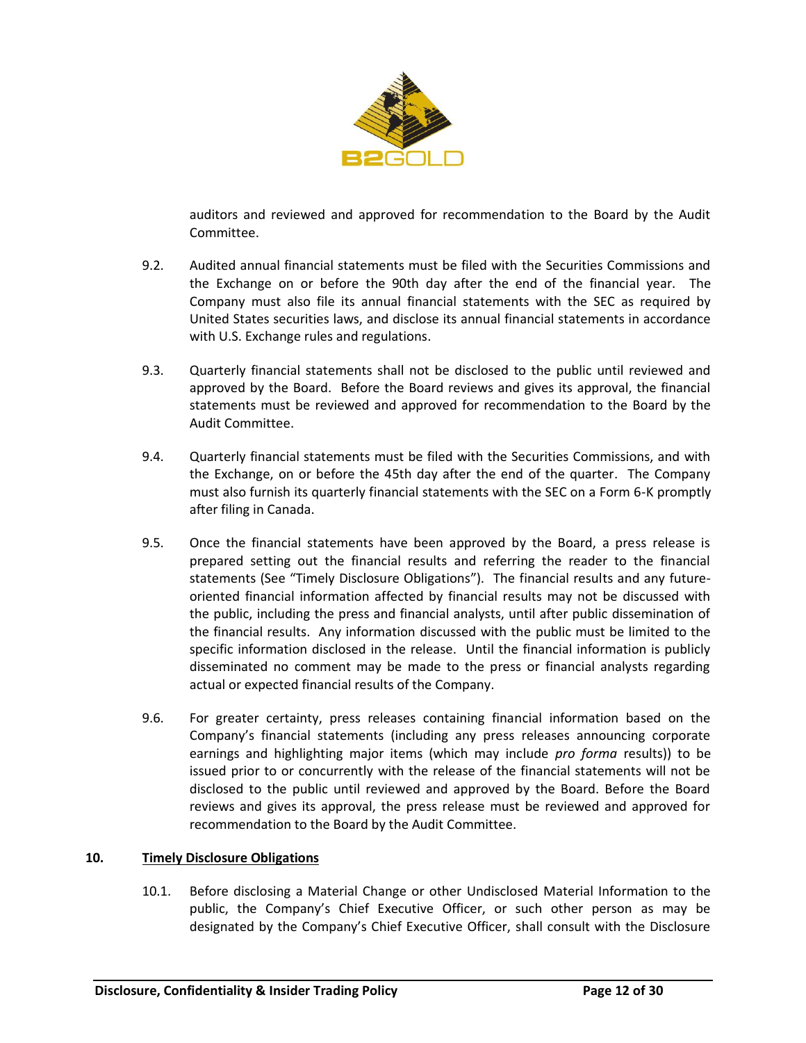auditors and reviewed and approved for recommendation to the Board by the Audit Committee.

9.2. Audited annual financial statements must be filed with the Securities Commissions and the Exchange on or before the 90th day after the end of the financial year. The Company must also file its annual financial statements with the SEC as required by United States securities laws, and disclose its annual financial statements in accordance with U.S. Exchange rules and regulations.

9.3. Quarterly financial statements shall not be disclosed to the public until reviewed and approved by the Board. Before the Board reviews and gives its approval, the financial statements must be reviewed and approved for recommendation to the Board by the Audit Committee.

9.4. Quarterly financial statements must be filed with the Securities Commissions, and with the Exchange, on or before the 45th day after the end of the quarter. The Company must also furnish its quarterly financial statements with the SEC on a Form 6-K promptly after filing in Canada.

9.5. Once the financial statements have been approved by the Board, a press release is prepared setting out the financial results and referring the reader to the financial statements (See "Timely Disclosure Obligations"). The financial results and any future-oriented financial information affected by financial results may not be discussed with the public, including the press and financial analysts, until after public dissemination of the financial results. Any information discussed with the public must be limited to the specific information disclosed in the release. Until the financial information is publicly disseminated no comment may be made to the press or financial analysts regarding actual or expected financial results of the Company.

9.6. For greater certainty, press releases containing financial information based on the Company's financial statements (including any press releases announcing corporate earnings and highlighting major items (which may include *pro forma* results)) to be issued prior to or concurrently with the release of the financial statements will not be disclosed to the public until reviewed and approved by the Board. Before the Board reviews and gives its approval, the press release must be reviewed and approved for recommendation to the Board by the Audit Committee.

## 10. Timely Disclosure Obligations

10.1. Before disclosing a Material Change or other Undisclosed Material Information to the public, the Company's Chief Executive Officer, or such other person as may be designated by the Company's Chief Executive Officer, shall consult with the Disclosure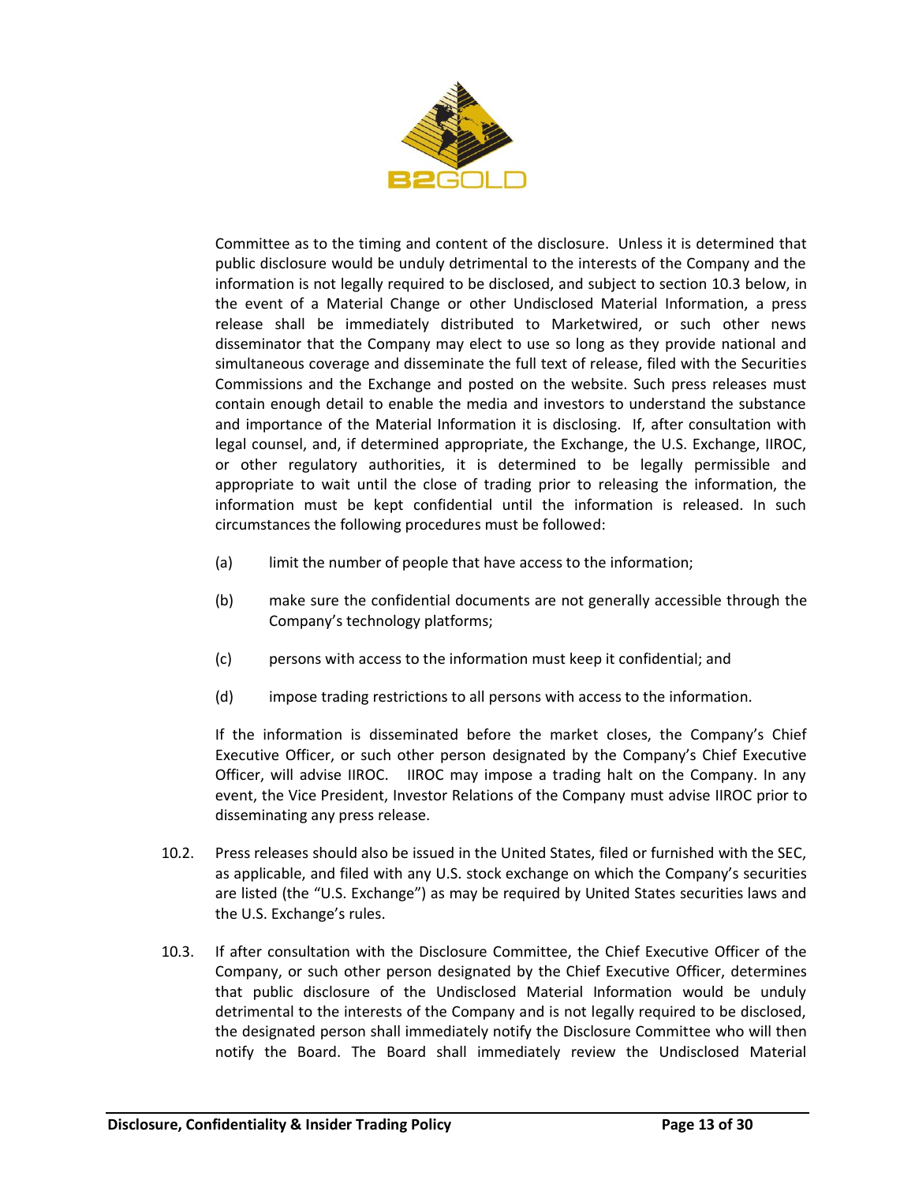Committee as to the timing and content of the disclosure. Unless it is determined that public disclosure would be unduly detrimental to the interests of the Company and the information is not legally required to be disclosed, and subject to section 10.3 below, in the event of a Material Change or other Undisclosed Material Information, a press release shall be immediately distributed to Marketwired, or such other news disseminator that the Company may elect to use so long as they provide national and simultaneous coverage and disseminate the full text of release, filed with the Securities Commissions and the Exchange and posted on the website. Such press releases must contain enough detail to enable the media and investors to understand the substance and importance of the Material Information it is disclosing. If, after consultation with legal counsel, and, if determined appropriate, the Exchange, the U.S. Exchange, IIROC, or other regulatory authorities, it is determined to be legally permissible and appropriate to wait until the close of trading prior to releasing the information, the information must be kept confidential until the information is released. In such circumstances the following procedures must be followed:

(a) limit the number of people that have access to the information;

(b) make sure the confidential documents are not generally accessible through the Company's technology platforms;

(c) persons with access to the information must keep it confidential; and

(d) impose trading restrictions to all persons with access to the information.

If the information is disseminated before the market closes, the Company's Chief Executive Officer, or such other person designated by the Company's Chief Executive Officer, will advise IIROC. IIROC may impose a trading halt on the Company. In any event, the Vice President, Investor Relations of the Company must advise IIROC prior to disseminating any press release.

10.2. Press releases should also be issued in the United States, filed or furnished with the SEC, as applicable, and filed with any U.S. stock exchange on which the Company's securities are listed (the "U.S. Exchange") as may be required by United States securities laws and the U.S. Exchange's rules.

10.3. If after consultation with the Disclosure Committee, the Chief Executive Officer of the Company, or such other person designated by the Chief Executive Officer, determines that public disclosure of the Undisclosed Material Information would be unduly detrimental to the interests of the Company and is not legally required to be disclosed, the designated person shall immediately notify the Disclosure Committee who will then notify the Board. The Board shall immediately review the Undisclosed Material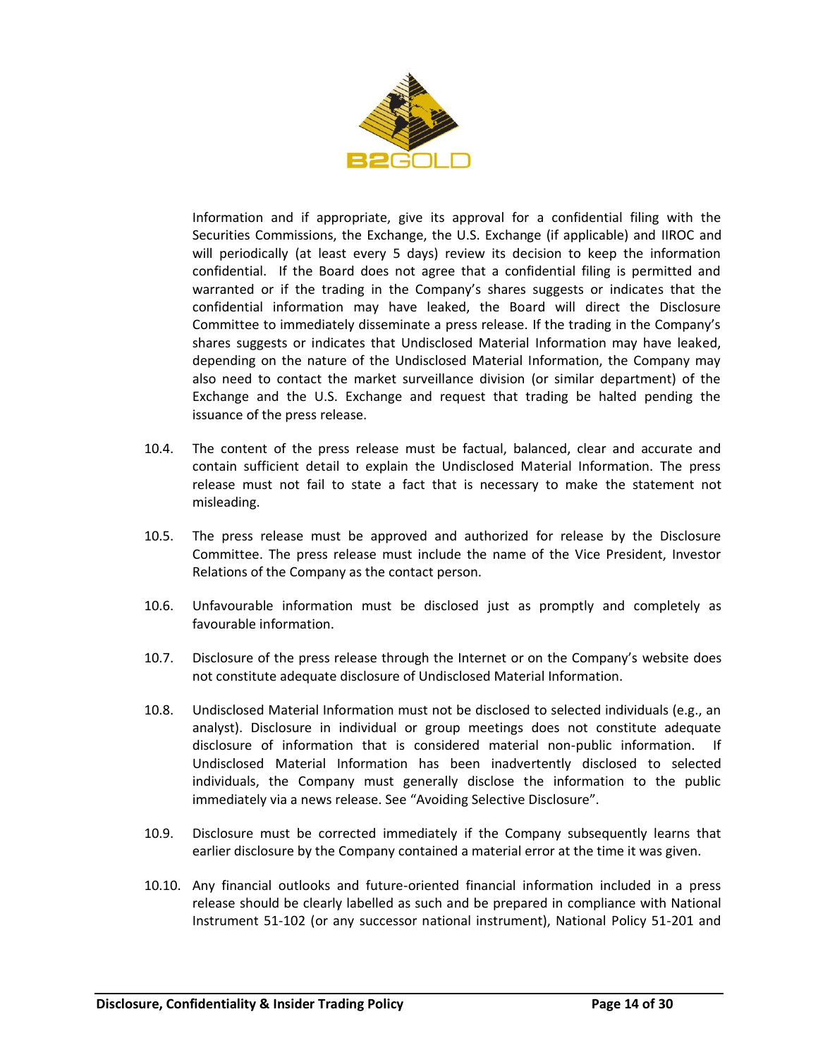Information and if appropriate, give its approval for a confidential filing with the Securities Commissions, the Exchange, the U.S. Exchange (if applicable) and IIROC and will periodically (at least every 5 days) review its decision to keep the information confidential. If the Board does not agree that a confidential filing is permitted and warranted or if the trading in the Company's shares suggests or indicates that the confidential information may have leaked, the Board will direct the Disclosure Committee to immediately disseminate a press release. If the trading in the Company's shares suggests or indicates that Undisclosed Material Information may have leaked, depending on the nature of the Undisclosed Material Information, the Company may also need to contact the market surveillance division (or similar department) of the Exchange and the U.S. Exchange and request that trading be halted pending the issuance of the press release.

10.4. The content of the press release must be factual, balanced, clear and accurate and contain sufficient detail to explain the Undisclosed Material Information. The press release must not fail to state a fact that is necessary to make the statement not misleading.

10.5. The press release must be approved and authorized for release by the Disclosure Committee. The press release must include the name of the Vice President, Investor Relations of the Company as the contact person.

10.6. Unfavourable information must be disclosed just as promptly and completely as favourable information.

10.7. Disclosure of the press release through the Internet or on the Company's website does not constitute adequate disclosure of Undisclosed Material Information.

10.8. Undisclosed Material Information must not be disclosed to selected individuals (e.g., an analyst). Disclosure in individual or group meetings does not constitute adequate disclosure of information that is considered material non-public information. If Undisclosed Material Information has been inadvertently disclosed to selected individuals, the Company must generally disclose the information to the public immediately via a news release. See "Avoiding Selective Disclosure".

10.9. Disclosure must be corrected immediately if the Company subsequently learns that earlier disclosure by the Company contained a material error at the time it was given.

10.10. Any financial outlooks and future-oriented financial information included in a press release should be clearly labelled as such and be prepared in compliance with National Instrument 51-102 (or any successor national instrument), National Policy 51-201 and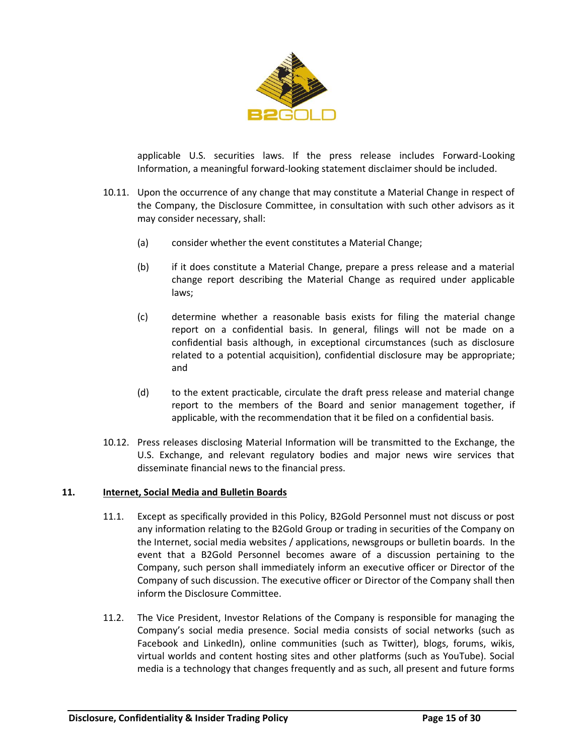applicable U.S. securities laws. If the press release includes Forward-Looking Information, a meaningful forward-looking statement disclaimer should be included.

10.11. Upon the occurrence of any change that may constitute a Material Change in respect of the Company, the Disclosure Committee, in consultation with such other advisors as it may consider necessary, shall:

(a) consider whether the event constitutes a Material Change;

(b) if it does constitute a Material Change, prepare a press release and a material change report describing the Material Change as required under applicable laws;

(c) determine whether a reasonable basis exists for filing the material change report on a confidential basis. In general, filings will not be made on a confidential basis although, in exceptional circumstances (such as disclosure related to a potential acquisition), confidential disclosure may be appropriate; and

(d) to the extent practicable, circulate the draft press release and material change report to the members of the Board and senior management together, if applicable, with the recommendation that it be filed on a confidential basis.

10.12. Press releases disclosing Material Information will be transmitted to the Exchange, the U.S. Exchange, and relevant regulatory bodies and major news wire services that disseminate financial news to the financial press.

## 11. Internet, Social Media and Bulletin Boards

11.1. Except as specifically provided in this Policy, B2Gold Personnel must not discuss or post any information relating to the B2Gold Group or trading in securities of the Company on the Internet, social media websites / applications, newsgroups or bulletin boards. In the event that a B2Gold Personnel becomes aware of a discussion pertaining to the Company, such person shall immediately inform an executive officer or Director of the Company of such discussion. The executive officer or Director of the Company shall then inform the Disclosure Committee.

11.2. The Vice President, Investor Relations of the Company is responsible for managing the Company's social media presence. Social media consists of social networks (such as Facebook and LinkedIn), online communities (such as Twitter), blogs, forums, wikis, virtual worlds and content hosting sites and other platforms (such as YouTube). Social media is a technology that changes frequently and as such, all present and future forms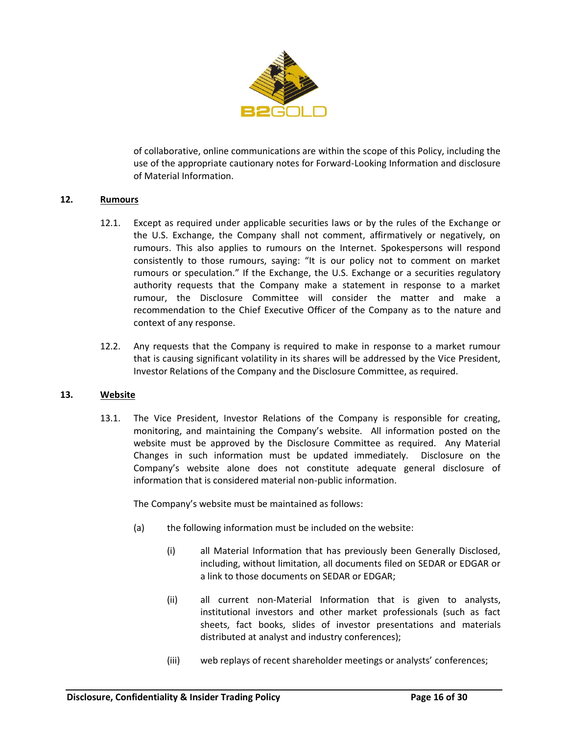of collaborative, online communications are within the scope of this Policy, including the use of the appropriate cautionary notes for Forward-Looking Information and disclosure of Material Information.

## 12. Rumours

12.1. Except as required under applicable securities laws or by the rules of the Exchange or the U.S. Exchange, the Company shall not comment, affirmatively or negatively, on rumours. This also applies to rumours on the Internet. Spokespersons will respond consistently to those rumours, saying: "It is our policy not to comment on market rumours or speculation." If the Exchange, the U.S. Exchange or a securities regulatory authority requests that the Company make a statement in response to a market rumour, the Disclosure Committee will consider the matter and make a recommendation to the Chief Executive Officer of the Company as to the nature and context of any response.

12.2. Any requests that the Company is required to make in response to a market rumour that is causing significant volatility in its shares will be addressed by the Vice President, Investor Relations of the Company and the Disclosure Committee, as required.

## 13. Website

13.1. The Vice President, Investor Relations of the Company is responsible for creating, monitoring, and maintaining the Company's website. All information posted on the website must be approved by the Disclosure Committee as required. Any Material Changes in such information must be updated immediately. Disclosure on the Company's website alone does not constitute adequate general disclosure of information that is considered material non-public information.

The Company's website must be maintained as follows:

(a) the following information must be included on the website:

(i) all Material Information that has previously been Generally Disclosed, including, without limitation, all documents filed on SEDAR or EDGAR or a link to those documents on SEDAR or EDGAR;

(ii) all current non-Material Information that is given to analysts, institutional investors and other market professionals (such as fact sheets, fact books, slides of investor presentations and materials distributed at analyst and industry conferences);

(iii) web replays of recent shareholder meetings or analysts' conferences;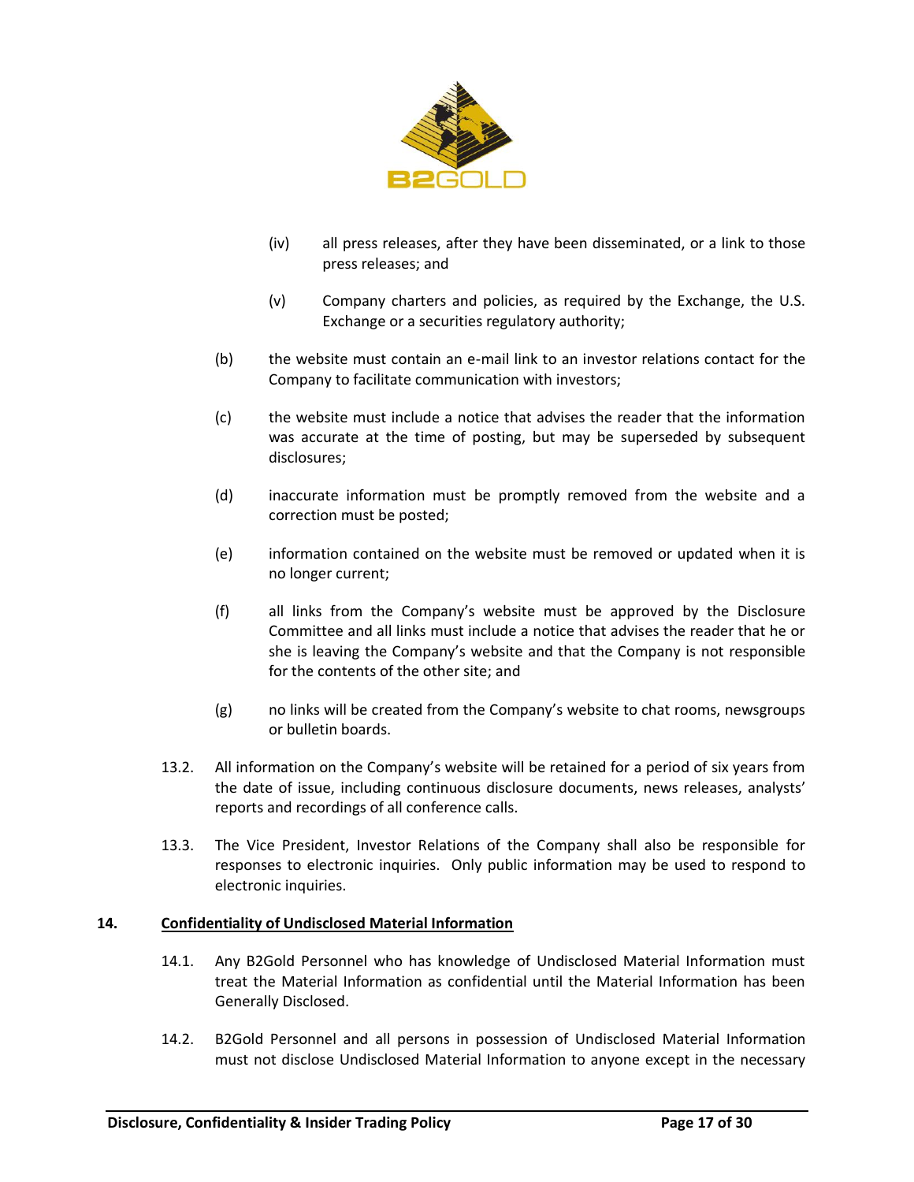(iv) all press releases, after they have been disseminated, or a link to those press releases; and

(v) Company charters and policies, as required by the Exchange, the U.S. Exchange or a securities regulatory authority;

(b) the website must contain an e-mail link to an investor relations contact for the Company to facilitate communication with investors;

(c) the website must include a notice that advises the reader that the information was accurate at the time of posting, but may be superseded by subsequent disclosures;

(d) inaccurate information must be promptly removed from the website and a correction must be posted;

(e) information contained on the website must be removed or updated when it is no longer current;

(f) all links from the Company's website must be approved by the Disclosure Committee and all links must include a notice that advises the reader that he or she is leaving the Company's website and that the Company is not responsible for the contents of the other site; and

(g) no links will be created from the Company's website to chat rooms, newsgroups or bulletin boards.

13.2. All information on the Company's website will be retained for a period of six years from the date of issue, including continuous disclosure documents, news releases, analysts' reports and recordings of all conference calls.

13.3. The Vice President, Investor Relations of the Company shall also be responsible for responses to electronic inquiries. Only public information may be used to respond to electronic inquiries.

## 14. Confidentiality of Undisclosed Material Information

14.1. Any B2Gold Personnel who has knowledge of Undisclosed Material Information must treat the Material Information as confidential until the Material Information has been Generally Disclosed.

14.2. B2Gold Personnel and all persons in possession of Undisclosed Material Information must not disclose Undisclosed Material Information to anyone except in the necessary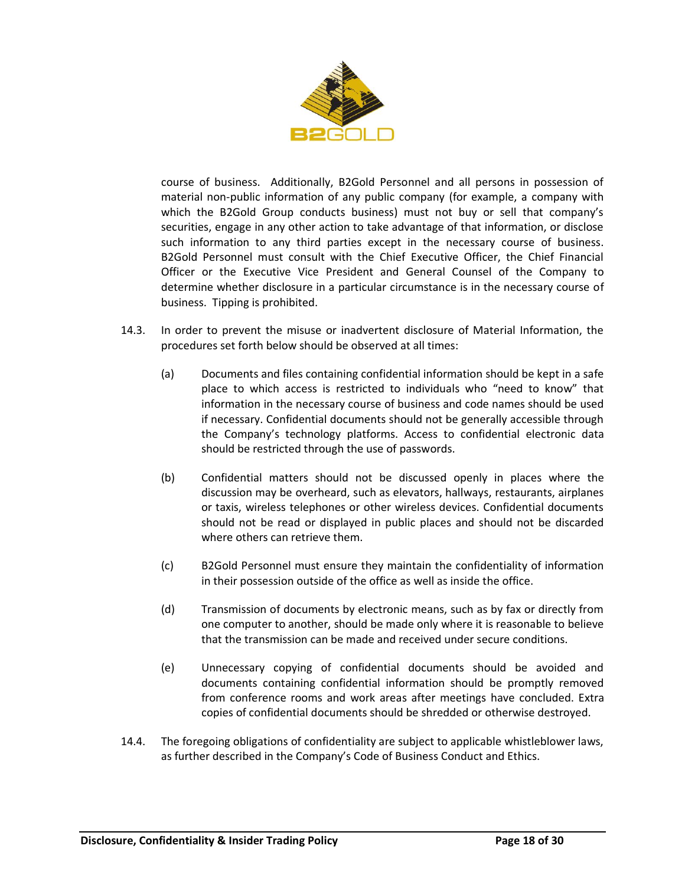course of business. Additionally, B2Gold Personnel and all persons in possession of material non-public information of any public company (for example, a company with which the B2Gold Group conducts business) must not buy or sell that company's securities, engage in any other action to take advantage of that information, or disclose such information to any third parties except in the necessary course of business. B2Gold Personnel must consult with the Chief Executive Officer, the Chief Financial Officer or the Executive Vice President and General Counsel of the Company to determine whether disclosure in a particular circumstance is in the necessary course of business. Tipping is prohibited.

14.3. In order to prevent the misuse or inadvertent disclosure of Material Information, the procedures set forth below should be observed at all times:

(a) Documents and files containing confidential information should be kept in a safe place to which access is restricted to individuals who "need to know" that information in the necessary course of business and code names should be used if necessary. Confidential documents should not be generally accessible through the Company's technology platforms. Access to confidential electronic data should be restricted through the use of passwords.

(b) Confidential matters should not be discussed openly in places where the discussion may be overheard, such as elevators, hallways, restaurants, airplanes or taxis, wireless telephones or other wireless devices. Confidential documents should not be read or displayed in public places and should not be discarded where others can retrieve them.

(c) B2Gold Personnel must ensure they maintain the confidentiality of information in their possession outside of the office as well as inside the office.

(d) Transmission of documents by electronic means, such as by fax or directly from one computer to another, should be made only where it is reasonable to believe that the transmission can be made and received under secure conditions.

(e) Unnecessary copying of confidential documents should be avoided and documents containing confidential information should be promptly removed from conference rooms and work areas after meetings have concluded. Extra copies of confidential documents should be shredded or otherwise destroyed.

14.4. The foregoing obligations of confidentiality are subject to applicable whistleblower laws, as further described in the Company's Code of Business Conduct and Ethics.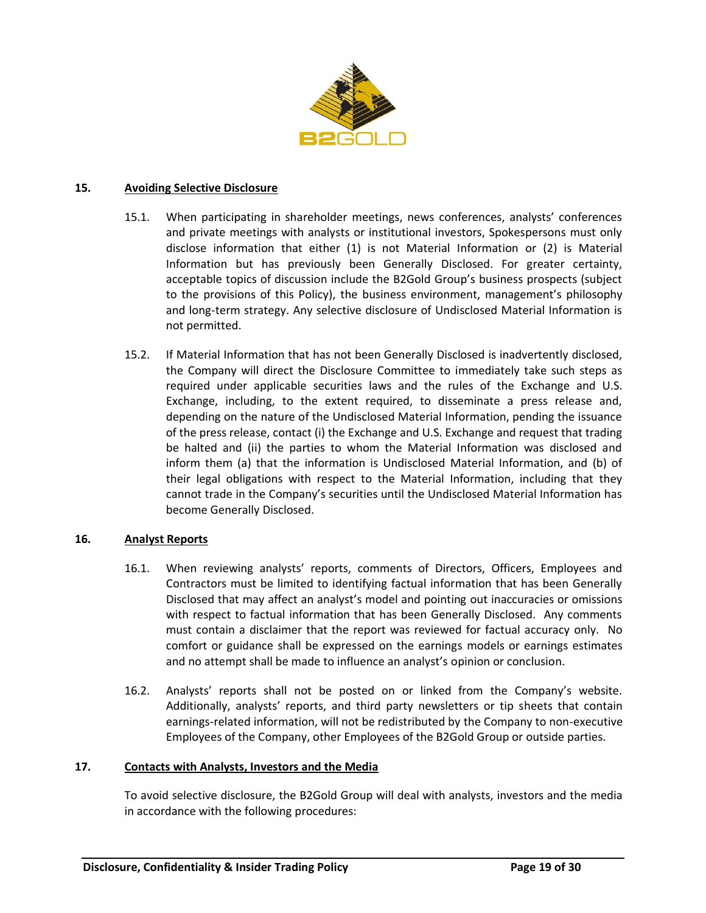## 15. Avoiding Selective Disclosure

15.1. When participating in shareholder meetings, news conferences, analysts' conferences and private meetings with analysts or institutional investors, Spokespersons must only disclose information that either (1) is not Material Information or (2) is Material Information but has previously been Generally Disclosed. For greater certainty, acceptable topics of discussion include the B2Gold Group's business prospects (subject to the provisions of this Policy), the business environment, management's philosophy and long-term strategy. Any selective disclosure of Undisclosed Material Information is not permitted.

15.2. If Material Information that has not been Generally Disclosed is inadvertently disclosed, the Company will direct the Disclosure Committee to immediately take such steps as required under applicable securities laws and the rules of the Exchange and U.S. Exchange, including, to the extent required, to disseminate a press release and, depending on the nature of the Undisclosed Material Information, pending the issuance of the press release, contact (i) the Exchange and U.S. Exchange and request that trading be halted and (ii) the parties to whom the Material Information was disclosed and inform them (a) that the information is Undisclosed Material Information, and (b) of their legal obligations with respect to the Material Information, including that they cannot trade in the Company's securities until the Undisclosed Material Information has become Generally Disclosed.

## 16. Analyst Reports

16.1. When reviewing analysts' reports, comments of Directors, Officers, Employees and Contractors must be limited to identifying factual information that has been Generally Disclosed that may affect an analyst's model and pointing out inaccuracies or omissions with respect to factual information that has been Generally Disclosed. Any comments must contain a disclaimer that the report was reviewed for factual accuracy only. No comfort or guidance shall be expressed on the earnings models or earnings estimates and no attempt shall be made to influence an analyst's opinion or conclusion.

16.2. Analysts' reports shall not be posted on or linked from the Company's website. Additionally, analysts' reports, and third party newsletters or tip sheets that contain earnings-related information, will not be redistributed by the Company to non-executive Employees of the Company, other Employees of the B2Gold Group or outside parties.

## 17. Contacts with Analysts, Investors and the Media

To avoid selective disclosure, the B2Gold Group will deal with analysts, investors and the media in accordance with the following procedures: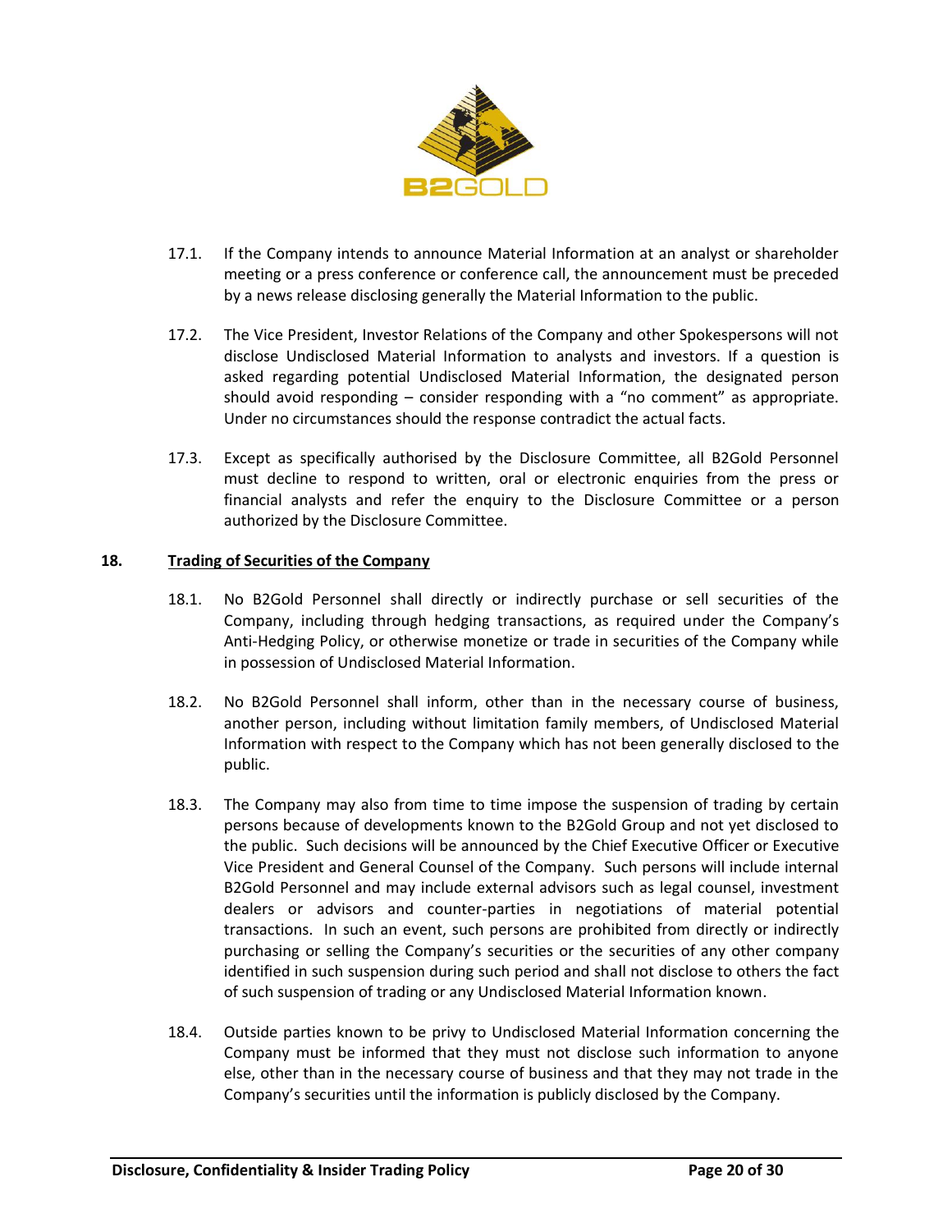17.1. If the Company intends to announce Material Information at an analyst or shareholder meeting or a press conference or conference call, the announcement must be preceded by a news release disclosing generally the Material Information to the public.

17.2. The Vice President, Investor Relations of the Company and other Spokespersons will not disclose Undisclosed Material Information to analysts and investors. If a question is asked regarding potential Undisclosed Material Information, the designated person should avoid responding – consider responding with a "no comment" as appropriate. Under no circumstances should the response contradict the actual facts.

17.3. Except as specifically authorised by the Disclosure Committee, all B2Gold Personnel must decline to respond to written, oral or electronic enquiries from the press or financial analysts and refer the enquiry to the Disclosure Committee or a person authorized by the Disclosure Committee.

## 18. Trading of Securities of the Company

18.1. No B2Gold Personnel shall directly or indirectly purchase or sell securities of the Company, including through hedging transactions, as required under the Company's Anti-Hedging Policy, or otherwise monetize or trade in securities of the Company while in possession of Undisclosed Material Information.

18.2. No B2Gold Personnel shall inform, other than in the necessary course of business, another person, including without limitation family members, of Undisclosed Material Information with respect to the Company which has not been generally disclosed to the public.

18.3. The Company may also from time to time impose the suspension of trading by certain persons because of developments known to the B2Gold Group and not yet disclosed to the public. Such decisions will be announced by the Chief Executive Officer or Executive Vice President and General Counsel of the Company. Such persons will include internal B2Gold Personnel and may include external advisors such as legal counsel, investment dealers or advisors and counter-parties in negotiations of material potential transactions. In such an event, such persons are prohibited from directly or indirectly purchasing or selling the Company's securities or the securities of any other company identified in such suspension during such period and shall not disclose to others the fact of such suspension of trading or any Undisclosed Material Information known.

18.4. Outside parties known to be privy to Undisclosed Material Information concerning the Company must be informed that they must not disclose such information to anyone else, other than in the necessary course of business and that they may not trade in the Company's securities until the information is publicly disclosed by the Company.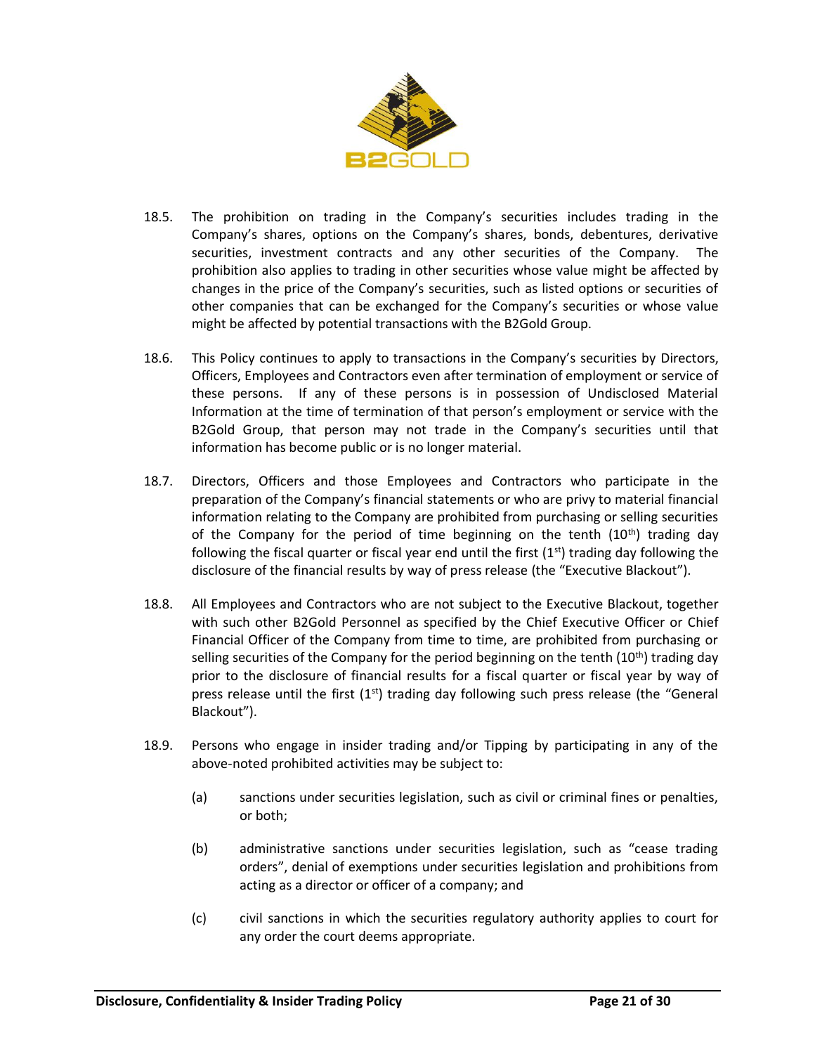18.5. The prohibition on trading in the Company's securities includes trading in the Company's shares, options on the Company's shares, bonds, debentures, derivative securities, investment contracts and any other securities of the Company. The prohibition also applies to trading in other securities whose value might be affected by changes in the price of the Company's securities, such as listed options or securities of other companies that can be exchanged for the Company's securities or whose value might be affected by potential transactions with the B2Gold Group.

18.6. This Policy continues to apply to transactions in the Company's securities by Directors, Officers, Employees and Contractors even after termination of employment or service of these persons. If any of these persons is in possession of Undisclosed Material Information at the time of termination of that person's employment or service with the B2Gold Group, that person may not trade in the Company's securities until that information has become public or is no longer material.

18.7. Directors, Officers and those Employees and Contractors who participate in the preparation of the Company's financial statements or who are privy to material financial information relating to the Company are prohibited from purchasing or selling securities of the Company for the period of time beginning on the tenth (10th) trading day following the fiscal quarter or fiscal year end until the first (1st) trading day following the disclosure of the financial results by way of press release (the "Executive Blackout").

18.8. All Employees and Contractors who are not subject to the Executive Blackout, together with such other B2Gold Personnel as specified by the Chief Executive Officer or Chief Financial Officer of the Company from time to time, are prohibited from purchasing or selling securities of the Company for the period beginning on the tenth (10th) trading day prior to the disclosure of financial results for a fiscal quarter or fiscal year by way of press release until the first (1st) trading day following such press release (the "General Blackout").

18.9. Persons who engage in insider trading and/or Tipping by participating in any of the above-noted prohibited activities may be subject to:

(a) sanctions under securities legislation, such as civil or criminal fines or penalties, or both;

(b) administrative sanctions under securities legislation, such as "cease trading orders", denial of exemptions under securities legislation and prohibitions from acting as a director or officer of a company; and

(c) civil sanctions in which the securities regulatory authority applies to court for any order the court deems appropriate.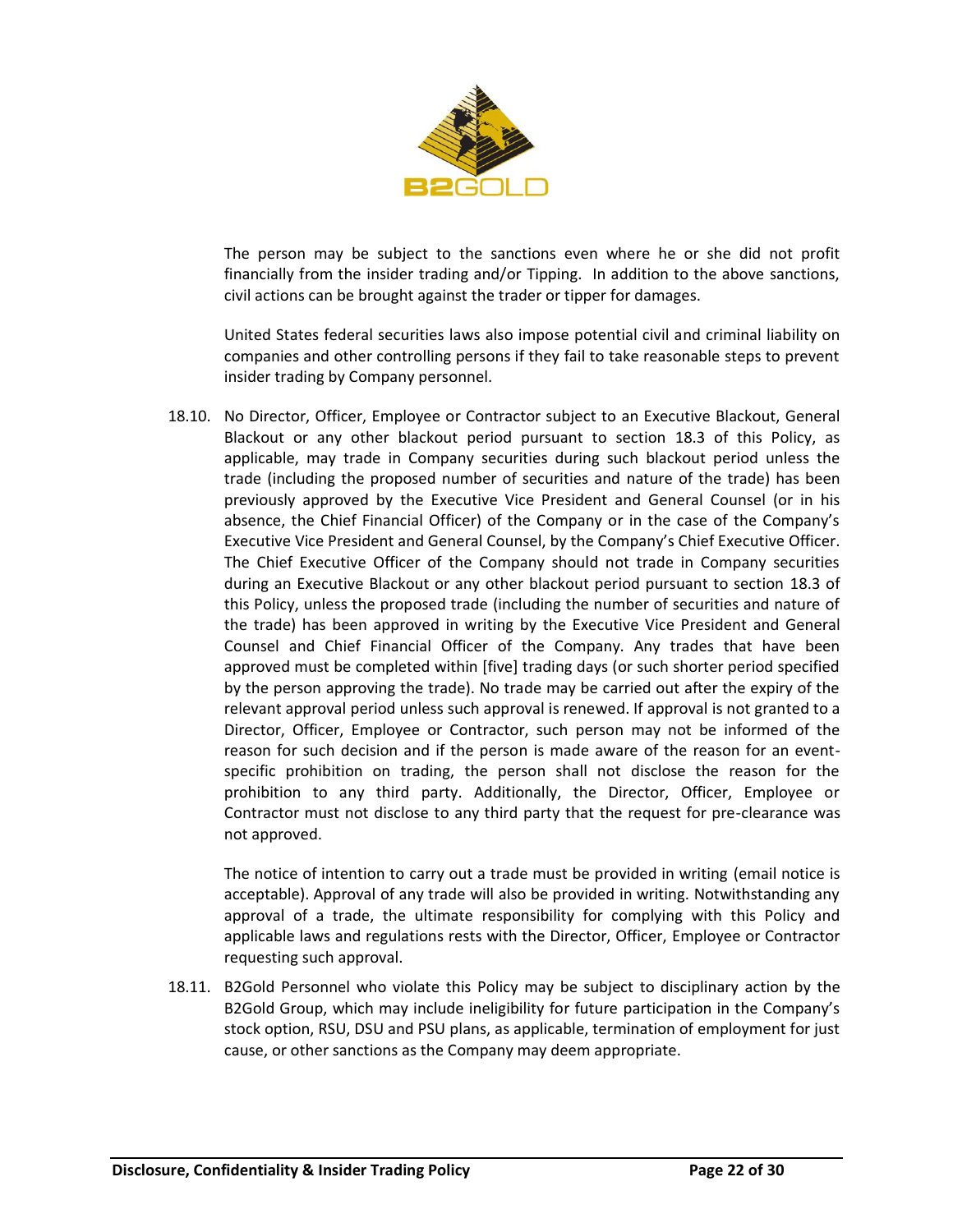The person may be subject to the sanctions even where he or she did not profit financially from the insider trading and/or Tipping. In addition to the above sanctions, civil actions can be brought against the trader or tipper for damages.

United States federal securities laws also impose potential civil and criminal liability on companies and other controlling persons if they fail to take reasonable steps to prevent insider trading by Company personnel.

18.10. No Director, Officer, Employee or Contractor subject to an Executive Blackout, General Blackout or any other blackout period pursuant to section 18.3 of this Policy, as applicable, may trade in Company securities during such blackout period unless the trade (including the proposed number of securities and nature of the trade) has been previously approved by the Executive Vice President and General Counsel (or in his absence, the Chief Financial Officer) of the Company or in the case of the Company's Executive Vice President and General Counsel, by the Company's Chief Executive Officer. The Chief Executive Officer of the Company should not trade in Company securities during an Executive Blackout or any other blackout period pursuant to section 18.3 of this Policy, unless the proposed trade (including the number of securities and nature of the trade) has been approved in writing by the Executive Vice President and General Counsel and Chief Financial Officer of the Company. Any trades that have been approved must be completed within [five] trading days (or such shorter period specified by the person approving the trade). No trade may be carried out after the expiry of the relevant approval period unless such approval is renewed. If approval is not granted to a Director, Officer, Employee or Contractor, such person may not be informed of the reason for such decision and if the person is made aware of the reason for an event-specific prohibition on trading, the person shall not disclose the reason for the prohibition to any third party. Additionally, the Director, Officer, Employee or Contractor must not disclose to any third party that the request for pre-clearance was not approved.

The notice of intention to carry out a trade must be provided in writing (email notice is acceptable). Approval of any trade will also be provided in writing. Notwithstanding any approval of a trade, the ultimate responsibility for complying with this Policy and applicable laws and regulations rests with the Director, Officer, Employee or Contractor requesting such approval.

18.11. B2Gold Personnel who violate this Policy may be subject to disciplinary action by the B2Gold Group, which may include ineligibility for future participation in the Company's stock option, RSU, DSU and PSU plans, as applicable, termination of employment for just cause, or other sanctions as the Company may deem appropriate.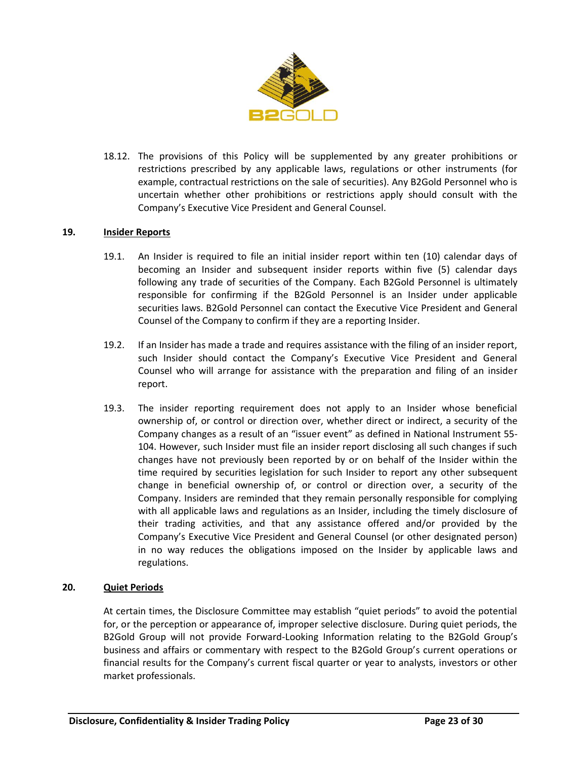18.12. The provisions of this Policy will be supplemented by any greater prohibitions or restrictions prescribed by any applicable laws, regulations or other instruments (for example, contractual restrictions on the sale of securities). Any B2Gold Personnel who is uncertain whether other prohibitions or restrictions apply should consult with the Company's Executive Vice President and General Counsel.

## 19. Insider Reports

19.1. An Insider is required to file an initial insider report within ten (10) calendar days of becoming an Insider and subsequent insider reports within five (5) calendar days following any trade of securities of the Company. Each B2Gold Personnel is ultimately responsible for confirming if the B2Gold Personnel is an Insider under applicable securities laws. B2Gold Personnel can contact the Executive Vice President and General Counsel of the Company to confirm if they are a reporting Insider.

19.2. If an Insider has made a trade and requires assistance with the filing of an insider report, such Insider should contact the Company's Executive Vice President and General Counsel who will arrange for assistance with the preparation and filing of an insider report.

19.3. The insider reporting requirement does not apply to an Insider whose beneficial ownership of, or control or direction over, whether direct or indirect, a security of the Company changes as a result of an "issuer event" as defined in National Instrument 55-104. However, such Insider must file an insider report disclosing all such changes if such changes have not previously been reported by or on behalf of the Insider within the time required by securities legislation for such Insider to report any other subsequent change in beneficial ownership of, or control or direction over, a security of the Company. Insiders are reminded that they remain personally responsible for complying with all applicable laws and regulations as an Insider, including the timely disclosure of their trading activities, and that any assistance offered and/or provided by the Company's Executive Vice President and General Counsel (or other designated person) in no way reduces the obligations imposed on the Insider by applicable laws and regulations.

## 20. Quiet Periods

At certain times, the Disclosure Committee may establish "quiet periods" to avoid the potential for, or the perception or appearance of, improper selective disclosure. During quiet periods, the B2Gold Group will not provide Forward-Looking Information relating to the B2Gold Group's business and affairs or commentary with respect to the B2Gold Group's current operations or financial results for the Company's current fiscal quarter or year to analysts, investors or other market professionals.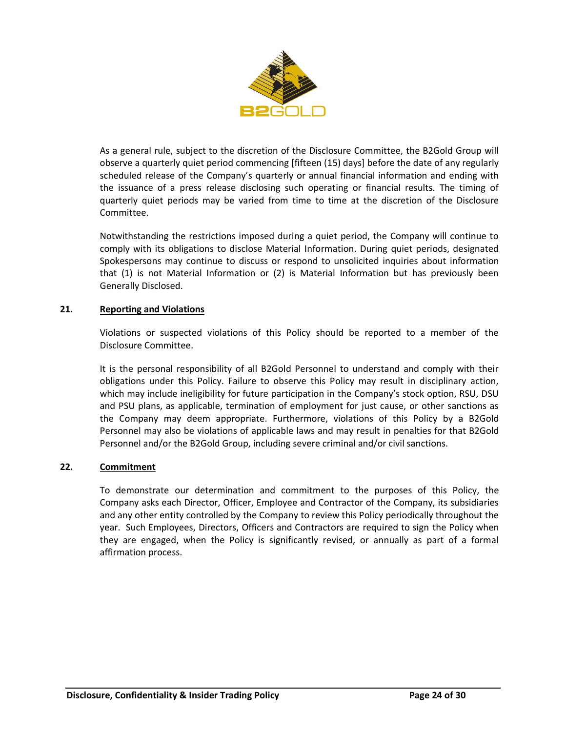As a general rule, subject to the discretion of the Disclosure Committee, the B2Gold Group will observe a quarterly quiet period commencing [fifteen (15) days] before the date of any regularly scheduled release of the Company's quarterly or annual financial information and ending with the issuance of a press release disclosing such operating or financial results. The timing of quarterly quiet periods may be varied from time to time at the discretion of the Disclosure Committee.

Notwithstanding the restrictions imposed during a quiet period, the Company will continue to comply with its obligations to disclose Material Information. During quiet periods, designated Spokespersons may continue to discuss or respond to unsolicited inquiries about information that (1) is not Material Information or (2) is Material Information but has previously been Generally Disclosed.

## 21. Reporting and Violations

Violations or suspected violations of this Policy should be reported to a member of the Disclosure Committee.

It is the personal responsibility of all B2Gold Personnel to understand and comply with their obligations under this Policy. Failure to observe this Policy may result in disciplinary action, which may include ineligibility for future participation in the Company's stock option, RSU, DSU and PSU plans, as applicable, termination of employment for just cause, or other sanctions as the Company may deem appropriate. Furthermore, violations of this Policy by a B2Gold Personnel may also be violations of applicable laws and may result in penalties for that B2Gold Personnel and/or the B2Gold Group, including severe criminal and/or civil sanctions.

## 22. Commitment

To demonstrate our determination and commitment to the purposes of this Policy, the Company asks each Director, Officer, Employee and Contractor of the Company, its subsidiaries and any other entity controlled by the Company to review this Policy periodically throughout the year. Such Employees, Directors, Officers and Contractors are required to sign the Policy when they are engaged, when the Policy is significantly revised, or annually as part of a formal affirmation process.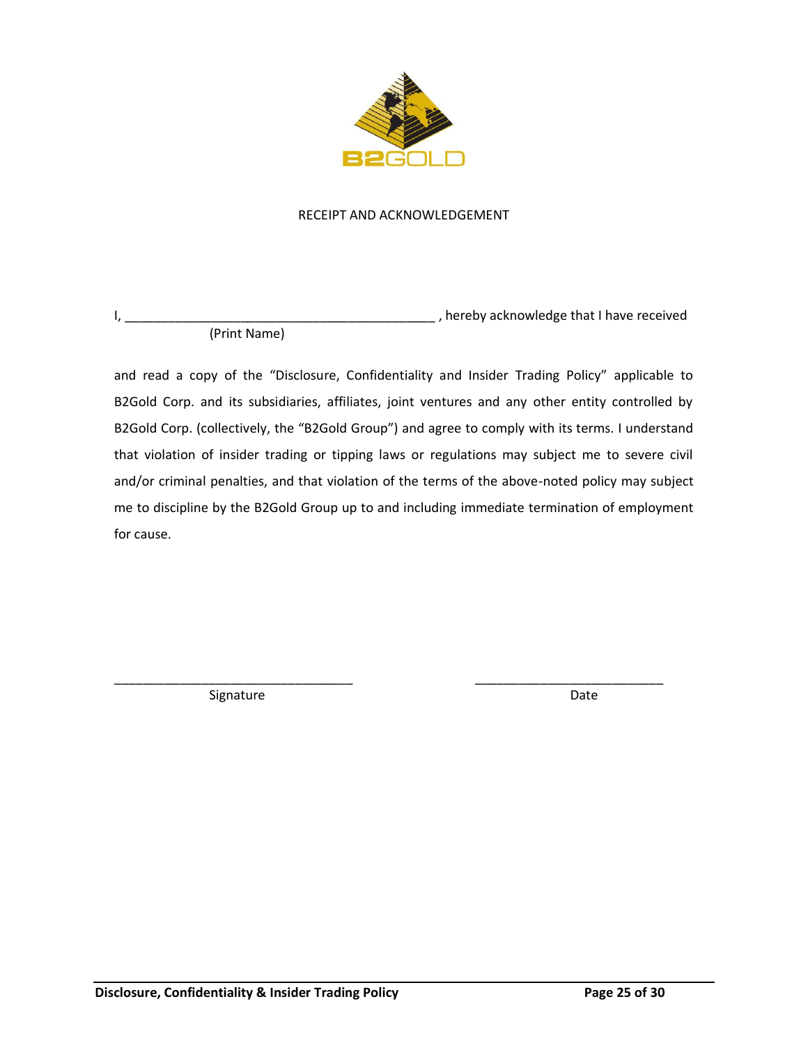# RECEIPT AND ACKNOWLEDGEMENT

I, ____________________________________________ , hereby acknowledge that I have received
(Print Name)

and read a copy of the "Disclosure, Confidentiality and Insider Trading Policy" applicable to B2Gold Corp. and its subsidiaries, affiliates, joint ventures and any other entity controlled by B2Gold Corp. (collectively, the "B2Gold Group") and agree to comply with its terms. I understand that violation of insider trading or tipping laws or regulations may subject me to severe civil and/or criminal penalties, and that violation of the terms of the above-noted policy may subject me to discipline by the B2Gold Group up to and including immediate termination of employment for cause.

__________________________________
Signature

__________________________
Date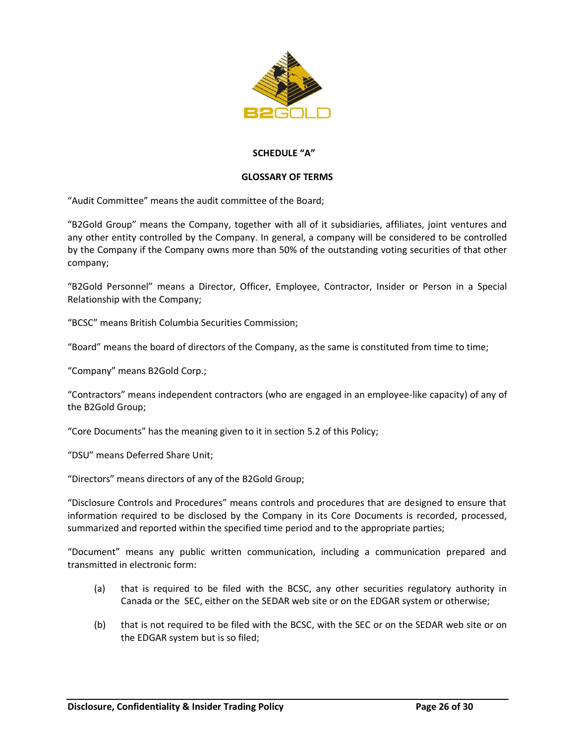**SCHEDULE "A"**

**GLOSSARY OF TERMS**

"Audit Committee" means the audit committee of the Board;

"B2Gold Group" means the Company, together with all of it subsidiaries, affiliates, joint ventures and any other entity controlled by the Company. In general, a company will be considered to be controlled by the Company if the Company owns more than 50% of the outstanding voting securities of that other company;

"B2Gold Personnel" means a Director, Officer, Employee, Contractor, Insider or Person in a Special Relationship with the Company;

"BCSC" means British Columbia Securities Commission;

"Board" means the board of directors of the Company, as the same is constituted from time to time;

"Company" means B2Gold Corp.;

"Contractors" means independent contractors (who are engaged in an employee-like capacity) of any of the B2Gold Group;

"Core Documents" has the meaning given to it in section 5.2 of this Policy;

"DSU" means Deferred Share Unit;

"Directors" means directors of any of the B2Gold Group;

"Disclosure Controls and Procedures" means controls and procedures that are designed to ensure that information required to be disclosed by the Company in its Core Documents is recorded, processed, summarized and reported within the specified time period and to the appropriate parties;

"Document" means any public written communication, including a communication prepared and transmitted in electronic form:

(a) that is required to be filed with the BCSC, any other securities regulatory authority in Canada or the SEC, either on the SEDAR web site or on the EDGAR system or otherwise;

(b) that is not required to be filed with the BCSC, with the SEC or on the SEDAR web site or on the EDGAR system but is so filed;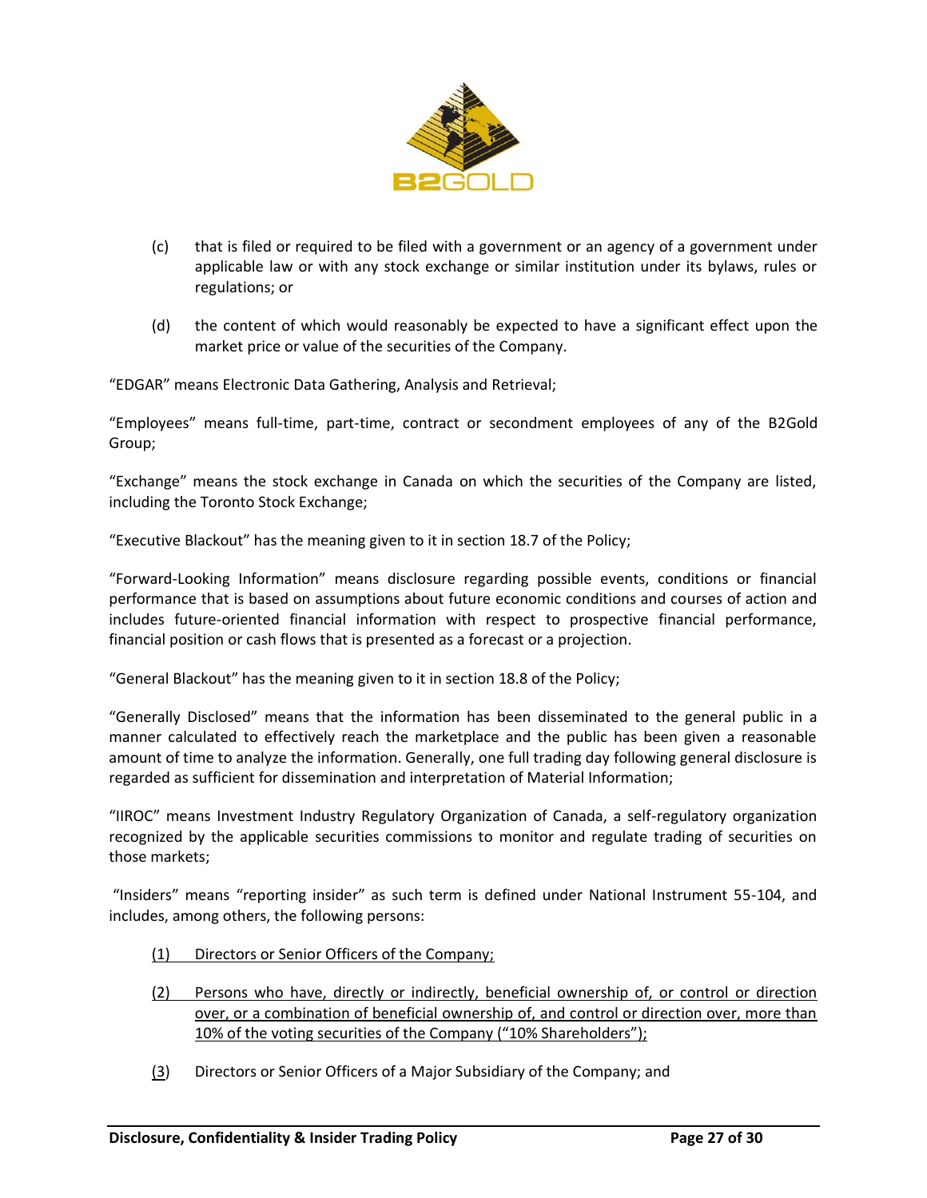(c) that is filed or required to be filed with a government or an agency of a government under applicable law or with any stock exchange or similar institution under its bylaws, rules or regulations; or

(d) the content of which would reasonably be expected to have a significant effect upon the market price or value of the securities of the Company.

"EDGAR" means Electronic Data Gathering, Analysis and Retrieval;

"Employees" means full-time, part-time, contract or secondment employees of any of the B2Gold Group;

"Exchange" means the stock exchange in Canada on which the securities of the Company are listed, including the Toronto Stock Exchange;

"Executive Blackout" has the meaning given to it in section 18.7 of the Policy;

"Forward-Looking Information" means disclosure regarding possible events, conditions or financial performance that is based on assumptions about future economic conditions and courses of action and includes future-oriented financial information with respect to prospective financial performance, financial position or cash flows that is presented as a forecast or a projection.

"General Blackout" has the meaning given to it in section 18.8 of the Policy;

"Generally Disclosed" means that the information has been disseminated to the general public in a manner calculated to effectively reach the marketplace and the public has been given a reasonable amount of time to analyze the information. Generally, one full trading day following general disclosure is regarded as sufficient for dissemination and interpretation of Material Information;

"IIROC" means Investment Industry Regulatory Organization of Canada, a self-regulatory organization recognized by the applicable securities commissions to monitor and regulate trading of securities on those markets;

"Insiders" means "reporting insider" as such term is defined under National Instrument 55-104, and includes, among others, the following persons:

(1) Directors or Senior Officers of the Company;

(2) Persons who have, directly or indirectly, beneficial ownership of, or control or direction over, or a combination of beneficial ownership of, and control or direction over, more than 10% of the voting securities of the Company ("10% Shareholders");

(3) Directors or Senior Officers of a Major Subsidiary of the Company; and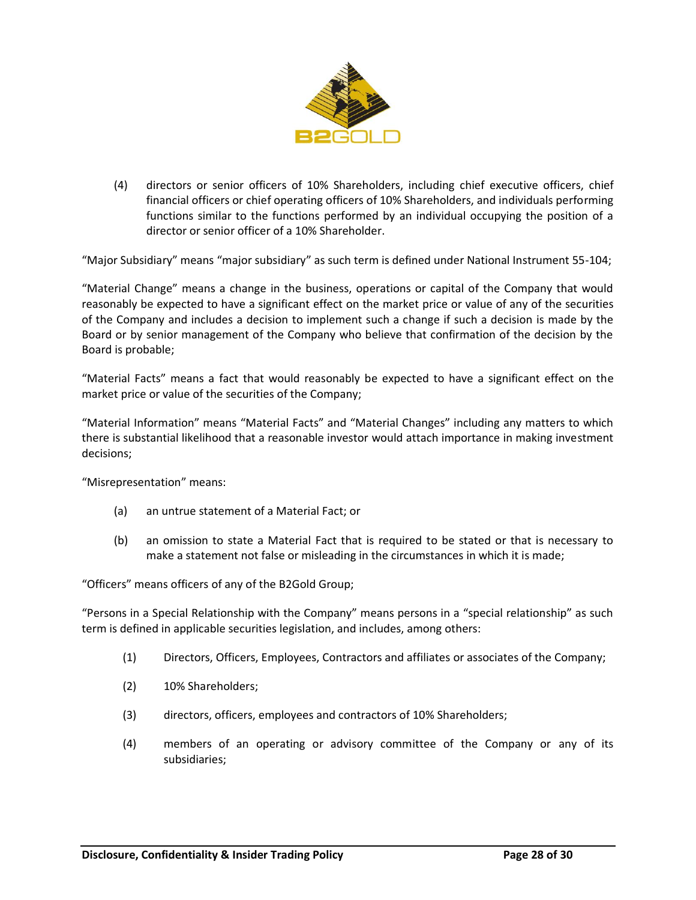(4) directors or senior officers of 10% Shareholders, including chief executive officers, chief financial officers or chief operating officers of 10% Shareholders, and individuals performing functions similar to the functions performed by an individual occupying the position of a director or senior officer of a 10% Shareholder.

"Major Subsidiary" means "major subsidiary" as such term is defined under National Instrument 55-104;

"Material Change" means a change in the business, operations or capital of the Company that would reasonably be expected to have a significant effect on the market price or value of any of the securities of the Company and includes a decision to implement such a change if such a decision is made by the Board or by senior management of the Company who believe that confirmation of the decision by the Board is probable;

"Material Facts" means a fact that would reasonably be expected to have a significant effect on the market price or value of the securities of the Company;

"Material Information" means "Material Facts" and "Material Changes" including any matters to which there is substantial likelihood that a reasonable investor would attach importance in making investment decisions;

"Misrepresentation" means:

(a) an untrue statement of a Material Fact; or

(b) an omission to state a Material Fact that is required to be stated or that is necessary to make a statement not false or misleading in the circumstances in which it is made;

"Officers" means officers of any of the B2Gold Group;

"Persons in a Special Relationship with the Company" means persons in a "special relationship" as such term is defined in applicable securities legislation, and includes, among others:

(1) Directors, Officers, Employees, Contractors and affiliates or associates of the Company;

(2) 10% Shareholders;

(3) directors, officers, employees and contractors of 10% Shareholders;

(4) members of an operating or advisory committee of the Company or any of its subsidiaries;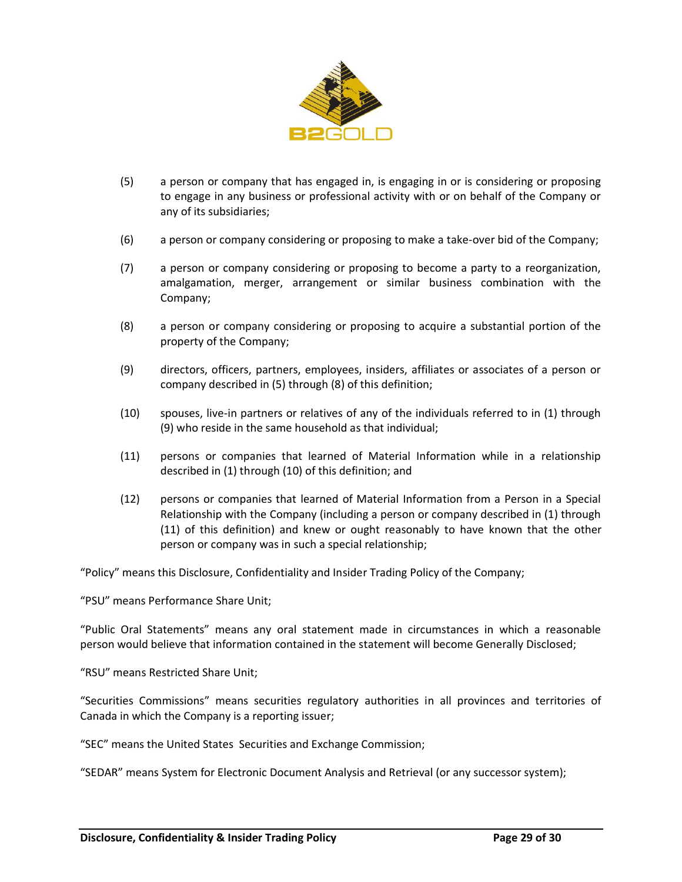(5) a person or company that has engaged in, is engaging in or is considering or proposing to engage in any business or professional activity with or on behalf of the Company or any of its subsidiaries;

(6) a person or company considering or proposing to make a take-over bid of the Company;

(7) a person or company considering or proposing to become a party to a reorganization, amalgamation, merger, arrangement or similar business combination with the Company;

(8) a person or company considering or proposing to acquire a substantial portion of the property of the Company;

(9) directors, officers, partners, employees, insiders, affiliates or associates of a person or company described in (5) through (8) of this definition;

(10) spouses, live-in partners or relatives of any of the individuals referred to in (1) through (9) who reside in the same household as that individual;

(11) persons or companies that learned of Material Information while in a relationship described in (1) through (10) of this definition; and

(12) persons or companies that learned of Material Information from a Person in a Special Relationship with the Company (including a person or company described in (1) through (11) of this definition) and knew or ought reasonably to have known that the other person or company was in such a special relationship;

"Policy" means this Disclosure, Confidentiality and Insider Trading Policy of the Company;

"PSU" means Performance Share Unit;

"Public Oral Statements" means any oral statement made in circumstances in which a reasonable person would believe that information contained in the statement will become Generally Disclosed;

"RSU" means Restricted Share Unit;

"Securities Commissions" means securities regulatory authorities in all provinces and territories of Canada in which the Company is a reporting issuer;

"SEC" means the United States Securities and Exchange Commission;

"SEDAR" means System for Electronic Document Analysis and Retrieval (or any successor system);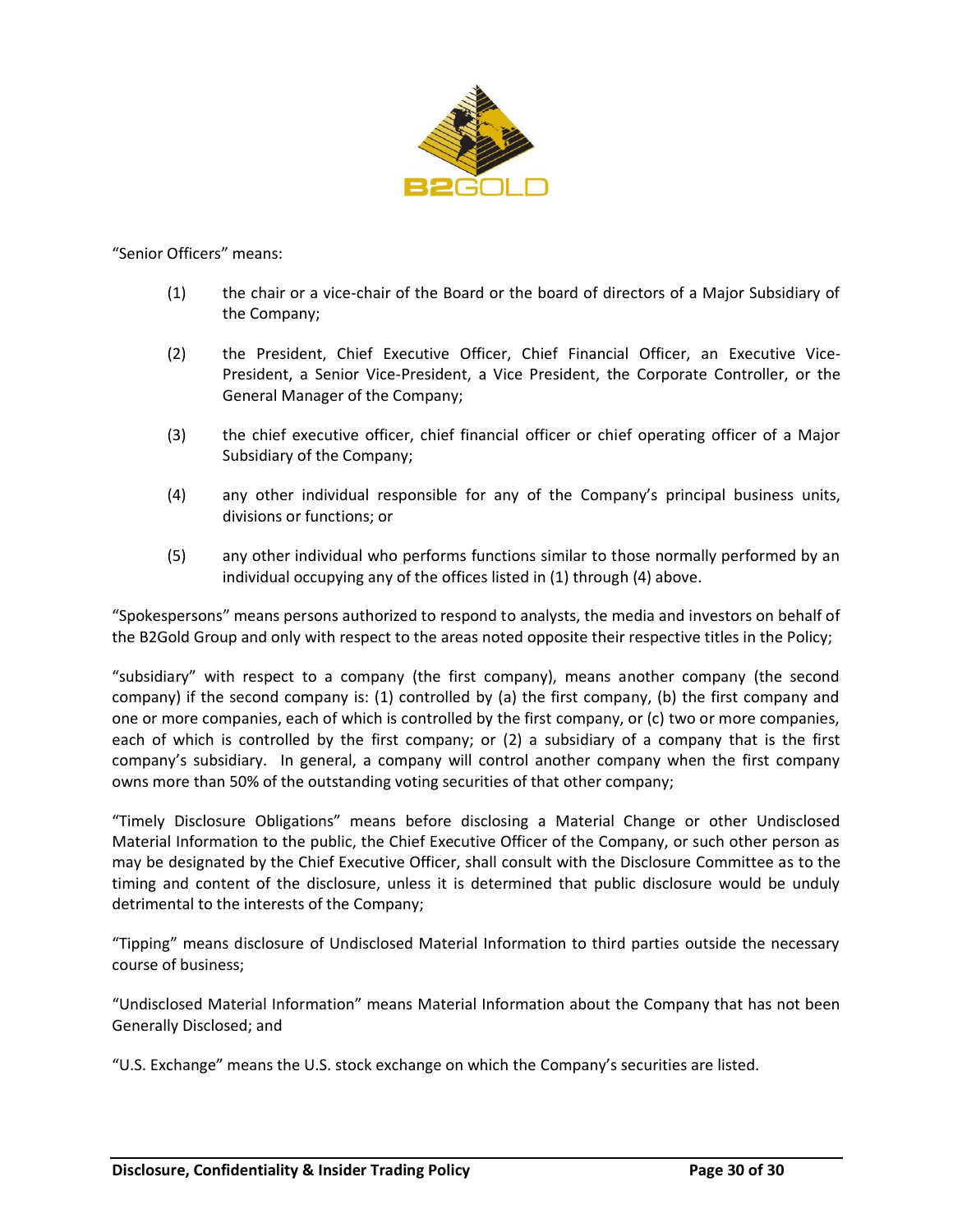"Senior Officers" means:

(1) the chair or a vice-chair of the Board or the board of directors of a Major Subsidiary of the Company;

(2) the President, Chief Executive Officer, Chief Financial Officer, an Executive Vice-President, a Senior Vice-President, a Vice President, the Corporate Controller, or the General Manager of the Company;

(3) the chief executive officer, chief financial officer or chief operating officer of a Major Subsidiary of the Company;

(4) any other individual responsible for any of the Company's principal business units, divisions or functions; or

(5) any other individual who performs functions similar to those normally performed by an individual occupying any of the offices listed in (1) through (4) above.

"Spokespersons" means persons authorized to respond to analysts, the media and investors on behalf of the B2Gold Group and only with respect to the areas noted opposite their respective titles in the Policy;

"subsidiary" with respect to a company (the first company), means another company (the second company) if the second company is: (1) controlled by (a) the first company, (b) the first company and one or more companies, each of which is controlled by the first company, or (c) two or more companies, each of which is controlled by the first company; or (2) a subsidiary of a company that is the first company's subsidiary. In general, a company will control another company when the first company owns more than 50% of the outstanding voting securities of that other company;

"Timely Disclosure Obligations" means before disclosing a Material Change or other Undisclosed Material Information to the public, the Chief Executive Officer of the Company, or such other person as may be designated by the Chief Executive Officer, shall consult with the Disclosure Committee as to the timing and content of the disclosure, unless it is determined that public disclosure would be unduly detrimental to the interests of the Company;

"Tipping" means disclosure of Undisclosed Material Information to third parties outside the necessary course of business;

"Undisclosed Material Information" means Material Information about the Company that has not been Generally Disclosed; and

"U.S. Exchange" means the U.S. stock exchange on which the Company's securities are listed.